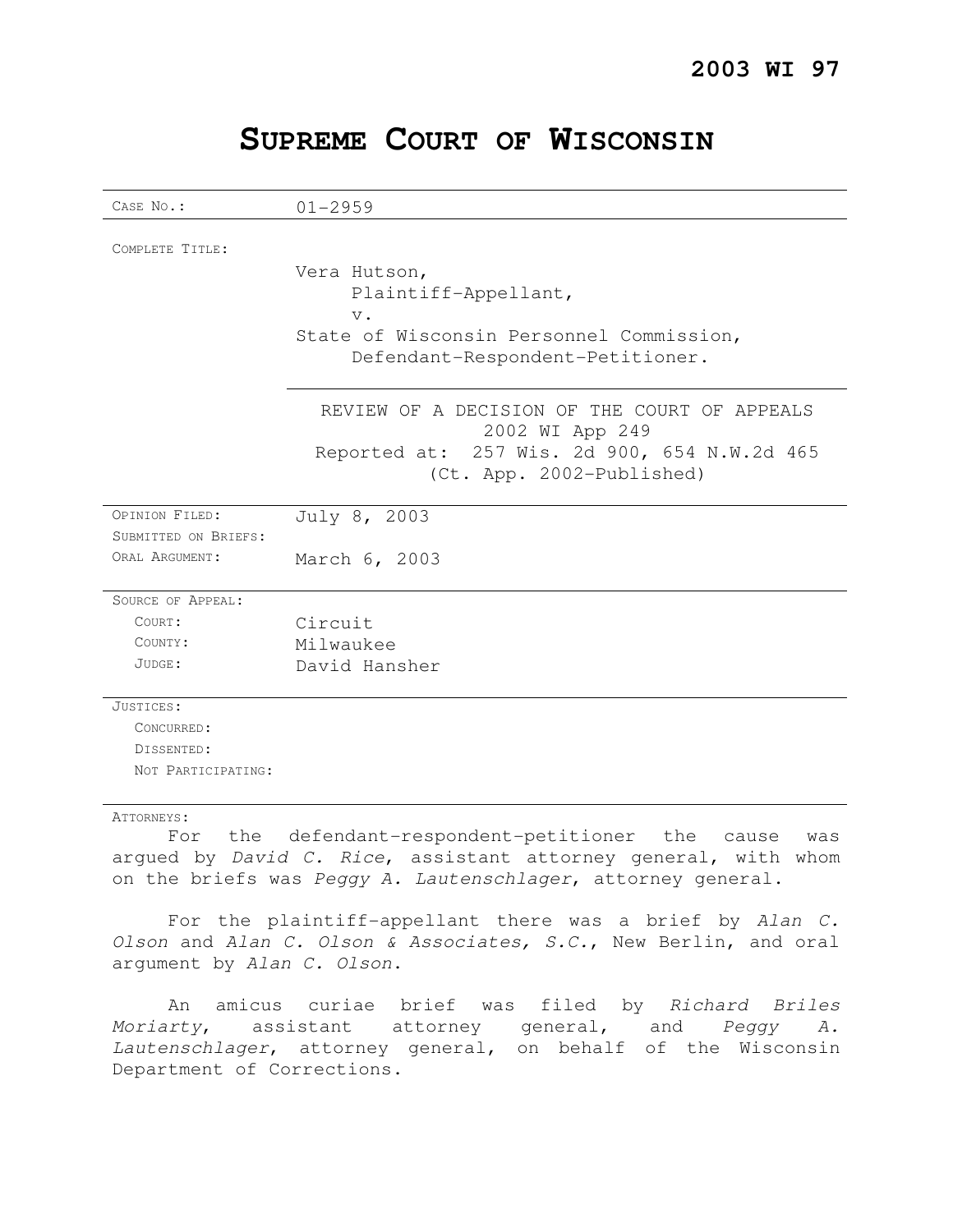**2003 WI 97**

# SUPREME COURT OF WISCONSIN

| | |
|---|---|
| CASE NO.: | 01-2959 |
| COMPLETE TITLE: | Vera Hutson,<br>Plaintiff-Appellant,<br>v.<br>State of Wisconsin Personnel Commission,<br>Defendant-Respondent-Petitioner. |
| | REVIEW OF A DECISION OF THE COURT OF APPEALS<br>2002 WI App 249<br>Reported at: 257 Wis. 2d 900, 654 N.W.2d 465<br>(Ct. App. 2002-Published) |
| OPINION FILED: | July 8, 2003 |
| SUBMITTED ON BRIEFS: | |
| ORAL ARGUMENT: | March 6, 2003 |
| SOURCE OF APPEAL: | |
| COURT: | Circuit |
| COUNTY: | Milwaukee |
| JUDGE: | David Hansher |
| JUSTICES: | |
| CONCURRED: | |
| DISSENTED: | |
| NOT PARTICIPATING: | |

ATTORNEYS:

For the defendant-respondent-petitioner the cause was argued by *David C. Rice*, assistant attorney general, with whom on the briefs was *Peggy A. Lautenschlager*, attorney general.

For the plaintiff-appellant there was a brief by *Alan C. Olson* and *Alan C. Olson & Associates, S.C.*, New Berlin, and oral argument by *Alan C. Olson*.

An amicus curiae brief was filed by *Richard Briles Moriarty*, assistant attorney general, and *Peggy A. Lautenschlager*, attorney general, on behalf of the Wisconsin Department of Corrections.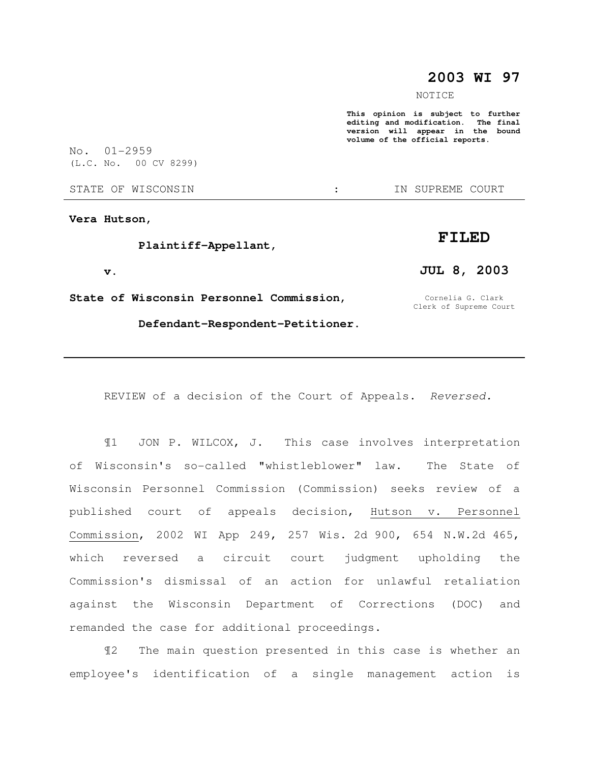**2003 WI 97**

NOTICE

**This opinion is subject to further editing and modification. The final version will appear in the bound volume of the official reports.**

No. 01-2959
(L.C. No. 00 CV 8299)

STATE OF WISCONSIN : IN SUPREME COURT

**Vera Hutson,**

**Plaintiff-Appellant,**

**v.**

**State of Wisconsin Personnel Commission,**

**Defendant-Respondent-Petitioner.**

**FILED**

**JUL 8, 2003**

Cornelia G. Clark
Clerk of Supreme Court

---

REVIEW of a decision of the Court of Appeals. *Reversed.*

¶1 JON P. WILCOX, J. This case involves interpretation of Wisconsin's so-called "whistleblower" law. The State of Wisconsin Personnel Commission (Commission) seeks review of a published court of appeals decision, Hutson v. Personnel Commission, 2002 WI App 249, 257 Wis. 2d 900, 654 N.W.2d 465, which reversed a circuit court judgment upholding the Commission's dismissal of an action for unlawful retaliation against the Wisconsin Department of Corrections (DOC) and remanded the case for additional proceedings.

¶2 The main question presented in this case is whether an employee's identification of a single management action is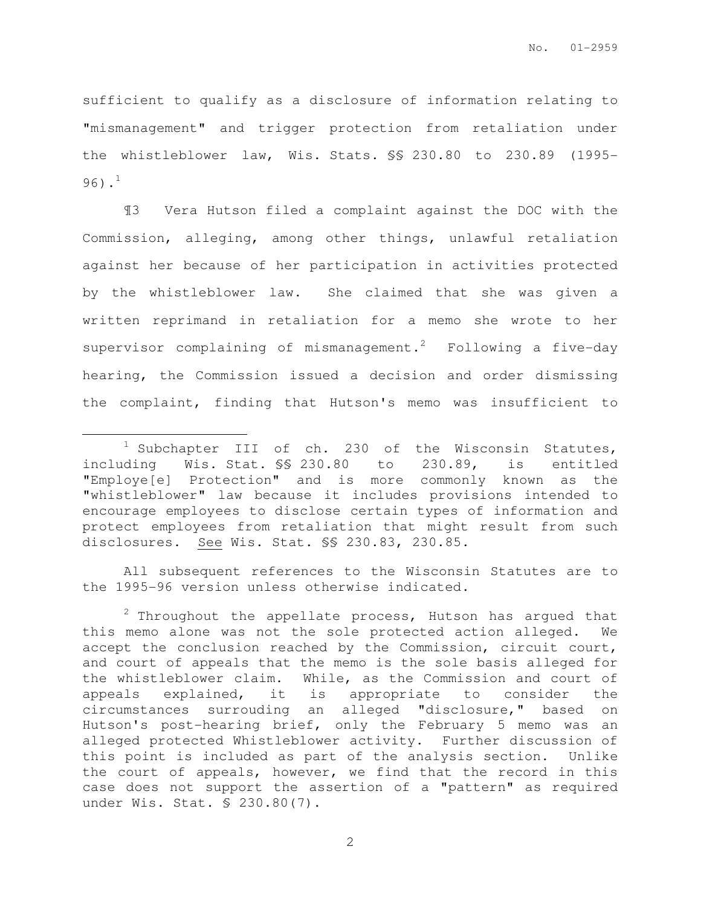sufficient to qualify as a disclosure of information relating to "mismanagement" and trigger protection from retaliation under the whistleblower law, Wis. Stats. §§ 230.80 to 230.89 (1995-96).[1]

¶3 Vera Hutson filed a complaint against the DOC with the Commission, alleging, among other things, unlawful retaliation against her because of her participation in activities protected by the whistleblower law. She claimed that she was given a written reprimand in retaliation for a memo she wrote to her supervisor complaining of mismanagement.[2] Following a five-day hearing, the Commission issued a decision and order dismissing the complaint, finding that Hutson's memo was insufficient to

---

[1] Subchapter III of ch. 230 of the Wisconsin Statutes, including Wis. Stat. §§ 230.80 to 230.89, is entitled "Employe[e] Protection" and is more commonly known as the "whistleblower" law because it includes provisions intended to encourage employees to disclose certain types of information and protect employees from retaliation that might result from such disclosures. See Wis. Stat. §§ 230.83, 230.85.

All subsequent references to the Wisconsin Statutes are to the 1995-96 version unless otherwise indicated.

[2] Throughout the appellate process, Hutson has argued that this memo alone was not the sole protected action alleged. We accept the conclusion reached by the Commission, circuit court, and court of appeals that the memo is the sole basis alleged for the whistleblower claim. While, as the Commission and court of appeals explained, it is appropriate to consider the circumstances surrouding an alleged "disclosure," based on Hutson's post-hearing brief, only the February 5 memo was an alleged protected Whistleblower activity. Further discussion of this point is included as part of the analysis section. Unlike the court of appeals, however, we find that the record in this case does not support the assertion of a "pattern" as required under Wis. Stat. § 230.80(7).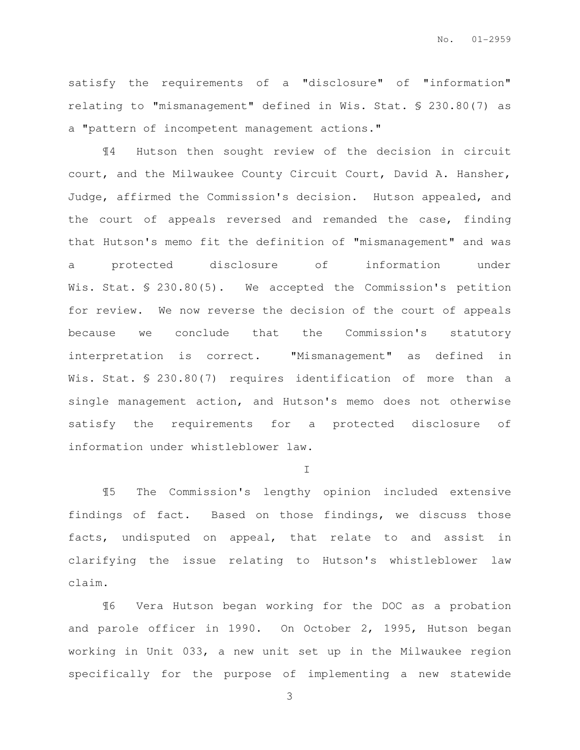satisfy the requirements of a "disclosure" of "information" relating to "mismanagement" defined in Wis. Stat. § 230.80(7) as a "pattern of incompetent management actions."

¶4 Hutson then sought review of the decision in circuit court, and the Milwaukee County Circuit Court, David A. Hansher, Judge, affirmed the Commission's decision. Hutson appealed, and the court of appeals reversed and remanded the case, finding that Hutson's memo fit the definition of "mismanagement" and was a protected disclosure of information under Wis. Stat. § 230.80(5). We accepted the Commission's petition for review. We now reverse the decision of the court of appeals because we conclude that the Commission's statutory interpretation is correct. "Mismanagement" as defined in Wis. Stat. § 230.80(7) requires identification of more than a single management action, and Hutson's memo does not otherwise satisfy the requirements for a protected disclosure of information under whistleblower law.

I

¶5 The Commission's lengthy opinion included extensive findings of fact. Based on those findings, we discuss those facts, undisputed on appeal, that relate to and assist in clarifying the issue relating to Hutson's whistleblower law claim.

¶6 Vera Hutson began working for the DOC as a probation and parole officer in 1990. On October 2, 1995, Hutson began working in Unit 033, a new unit set up in the Milwaukee region specifically for the purpose of implementing a new statewide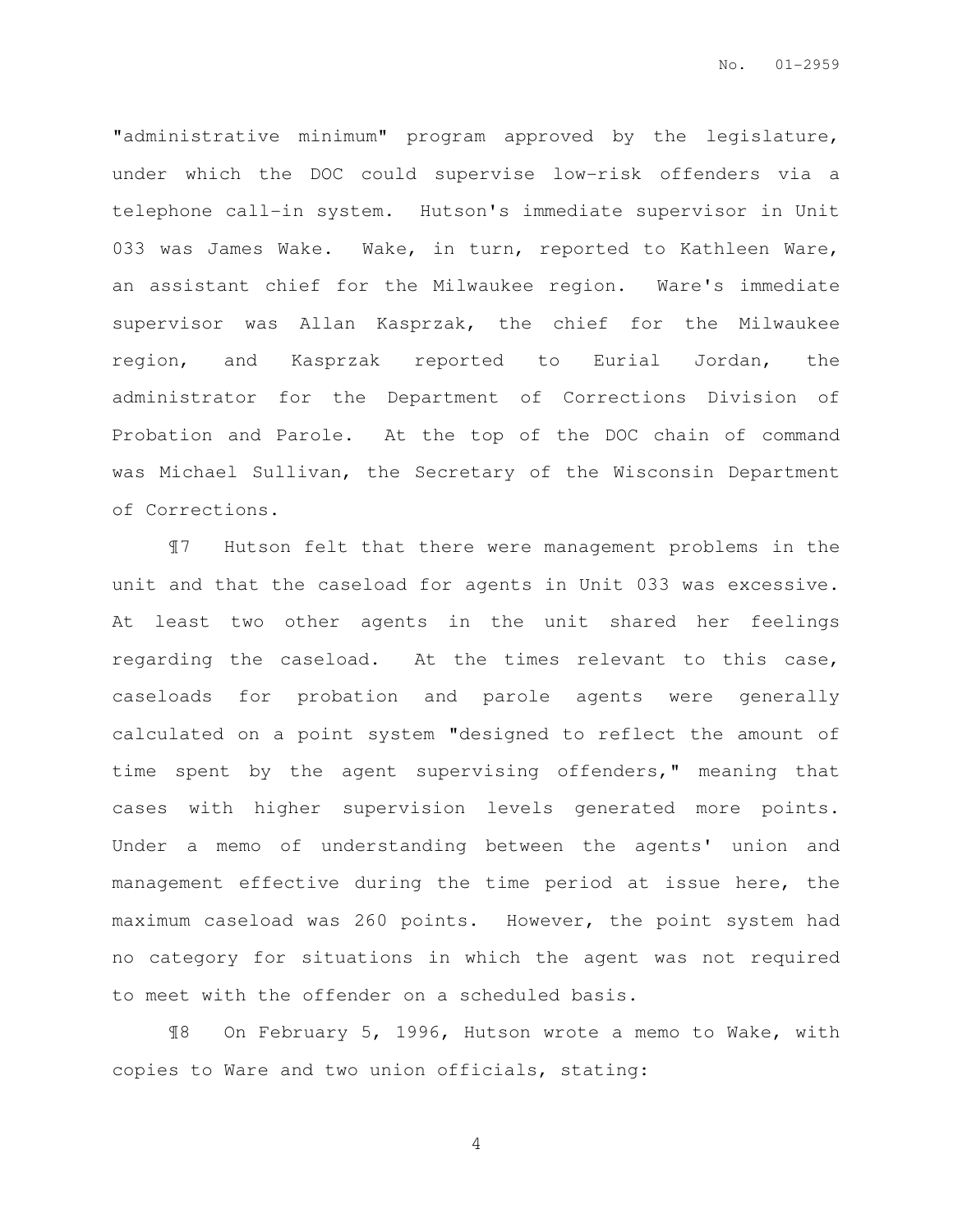"administrative minimum" program approved by the legislature, under which the DOC could supervise low-risk offenders via a telephone call-in system. Hutson's immediate supervisor in Unit 033 was James Wake. Wake, in turn, reported to Kathleen Ware, an assistant chief for the Milwaukee region. Ware's immediate supervisor was Allan Kasprzak, the chief for the Milwaukee region, and Kasprzak reported to Eurial Jordan, the administrator for the Department of Corrections Division of Probation and Parole. At the top of the DOC chain of command was Michael Sullivan, the Secretary of the Wisconsin Department of Corrections.

¶7 Hutson felt that there were management problems in the unit and that the caseload for agents in Unit 033 was excessive. At least two other agents in the unit shared her feelings regarding the caseload. At the times relevant to this case, caseloads for probation and parole agents were generally calculated on a point system "designed to reflect the amount of time spent by the agent supervising offenders," meaning that cases with higher supervision levels generated more points. Under a memo of understanding between the agents' union and management effective during the time period at issue here, the maximum caseload was 260 points. However, the point system had no category for situations in which the agent was not required to meet with the offender on a scheduled basis.

¶8 On February 5, 1996, Hutson wrote a memo to Wake, with copies to Ware and two union officials, stating: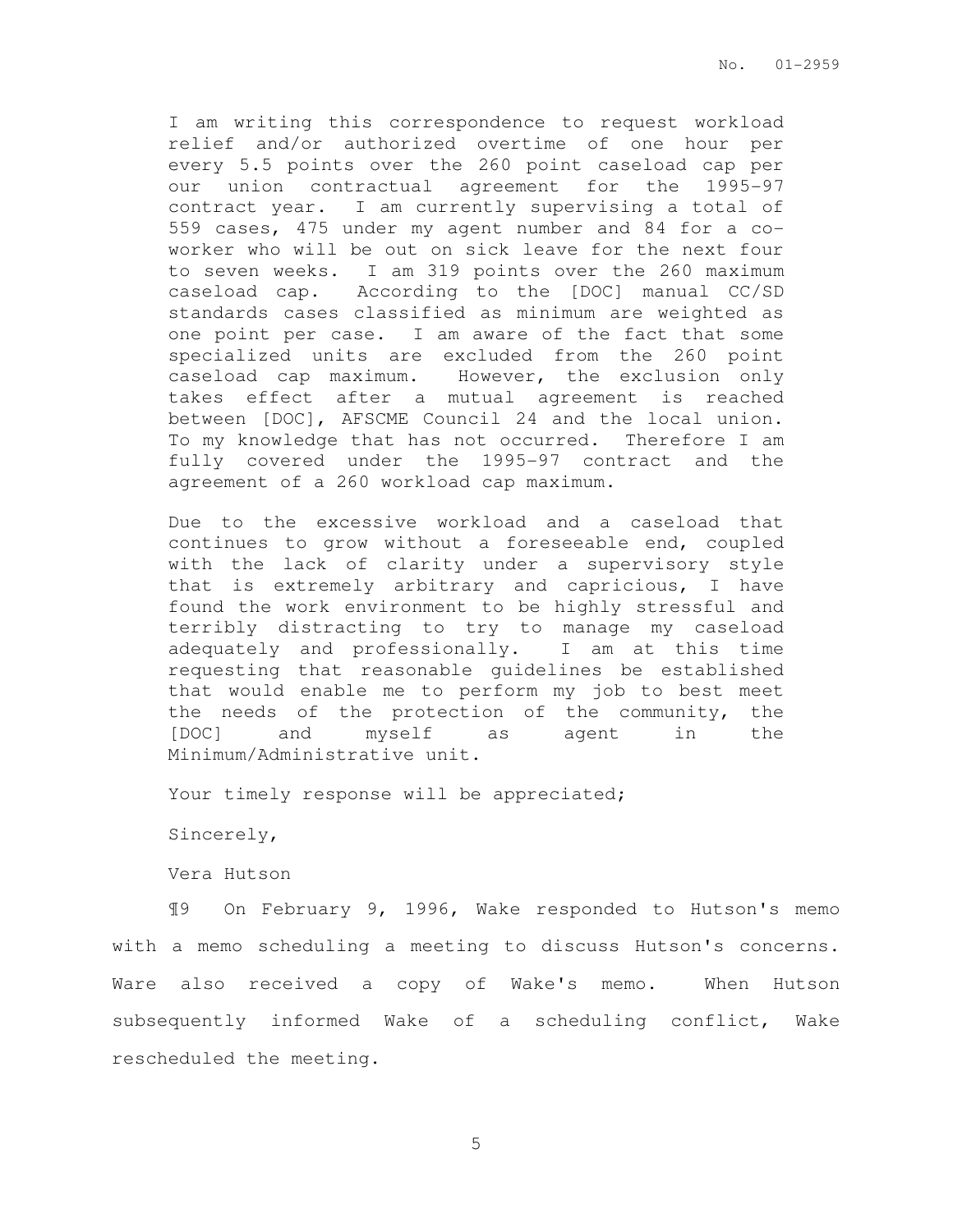> I am writing this correspondence to request workload relief and/or authorized overtime of one hour per every 5.5 points over the 260 point caseload cap per our union contractual agreement for the 1995-97 contract year. I am currently supervising a total of 559 cases, 475 under my agent number and 84 for a co-worker who will be out on sick leave for the next four to seven weeks. I am 319 points over the 260 maximum caseload cap. According to the [DOC] manual CC/SD standards cases classified as minimum are weighted as one point per case. I am aware of the fact that some specialized units are excluded from the 260 point caseload cap maximum. However, the exclusion only takes effect after a mutual agreement is reached between [DOC], AFSCME Council 24 and the local union. To my knowledge that has not occurred. Therefore I am fully covered under the 1995-97 contract and the agreement of a 260 workload cap maximum.
>
> Due to the excessive workload and a caseload that continues to grow without a foreseeable end, coupled with the lack of clarity under a supervisory style that is extremely arbitrary and capricious, I have found the work environment to be highly stressful and terribly distracting to try to manage my caseload adequately and professionally. I am at this time requesting that reasonable guidelines be established that would enable me to perform my job to best meet the needs of the protection of the community, the [DOC] and myself as agent in the Minimum/Administrative unit.
>
> Your timely response will be appreciated;
>
> Sincerely,
>
> Vera Hutson

¶9 On February 9, 1996, Wake responded to Hutson's memo with a memo scheduling a meeting to discuss Hutson's concerns. Ware also received a copy of Wake's memo. When Hutson subsequently informed Wake of a scheduling conflict, Wake rescheduled the meeting.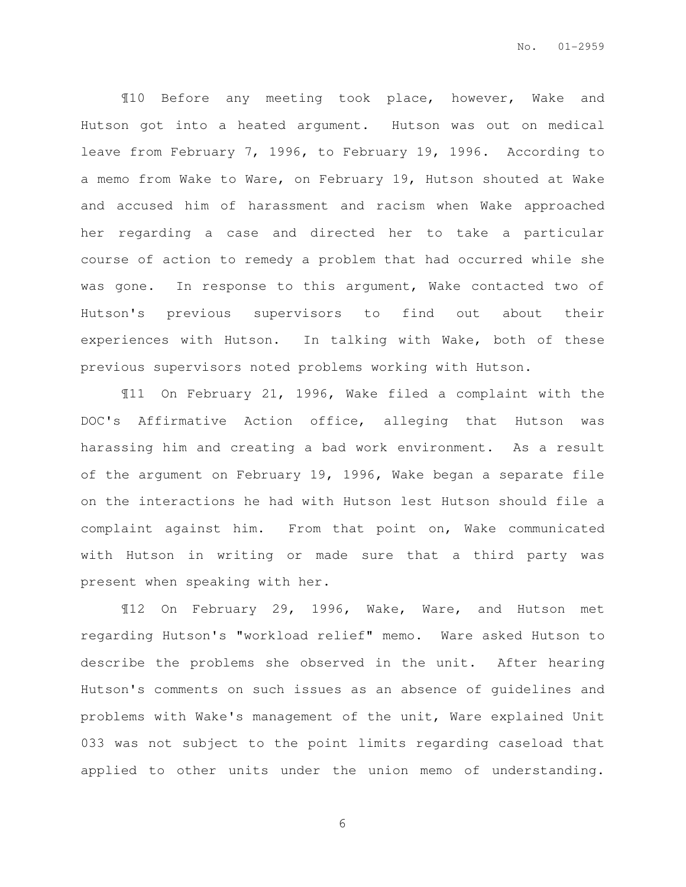¶10 Before any meeting took place, however, Wake and Hutson got into a heated argument. Hutson was out on medical leave from February 7, 1996, to February 19, 1996. According to a memo from Wake to Ware, on February 19, Hutson shouted at Wake and accused him of harassment and racism when Wake approached her regarding a case and directed her to take a particular course of action to remedy a problem that had occurred while she was gone. In response to this argument, Wake contacted two of Hutson's previous supervisors to find out about their experiences with Hutson. In talking with Wake, both of these previous supervisors noted problems working with Hutson.

¶11 On February 21, 1996, Wake filed a complaint with the DOC's Affirmative Action office, alleging that Hutson was harassing him and creating a bad work environment. As a result of the argument on February 19, 1996, Wake began a separate file on the interactions he had with Hutson lest Hutson should file a complaint against him. From that point on, Wake communicated with Hutson in writing or made sure that a third party was present when speaking with her.

¶12 On February 29, 1996, Wake, Ware, and Hutson met regarding Hutson's "workload relief" memo. Ware asked Hutson to describe the problems she observed in the unit. After hearing Hutson's comments on such issues as an absence of guidelines and problems with Wake's management of the unit, Ware explained Unit 033 was not subject to the point limits regarding caseload that applied to other units under the union memo of understanding.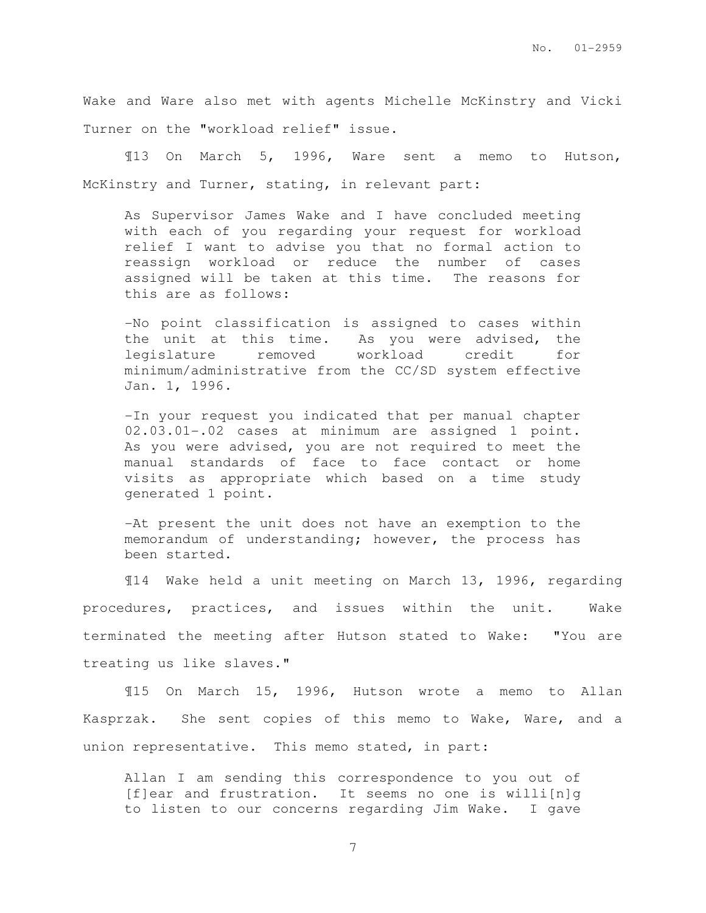Wake and Ware also met with agents Michelle McKinstry and Vicki Turner on the "workload relief" issue.

¶13 On March 5, 1996, Ware sent a memo to Hutson, McKinstry and Turner, stating, in relevant part:

> As Supervisor James Wake and I have concluded meeting with each of you regarding your request for workload relief I want to advise you that no formal action to reassign workload or reduce the number of cases assigned will be taken at this time. The reasons for this are as follows:
>
> -No point classification is assigned to cases within the unit at this time. As you were advised, the legislature removed workload credit for minimum/administrative from the CC/SD system effective Jan. 1, 1996.
>
> -In your request you indicated that per manual chapter 02.03.01-.02 cases at minimum are assigned 1 point. As you were advised, you are not required to meet the manual standards of face to face contact or home visits as appropriate which based on a time study generated 1 point.
>
> -At present the unit does not have an exemption to the memorandum of understanding; however, the process has been started.

¶14 Wake held a unit meeting on March 13, 1996, regarding procedures, practices, and issues within the unit. Wake terminated the meeting after Hutson stated to Wake: "You are treating us like slaves."

¶15 On March 15, 1996, Hutson wrote a memo to Allan Kasprzak. She sent copies of this memo to Wake, Ware, and a union representative. This memo stated, in part:

> Allan I am sending this correspondence to you out of [f]ear and frustration. It seems no one is willi[n]g to listen to our concerns regarding Jim Wake. I gave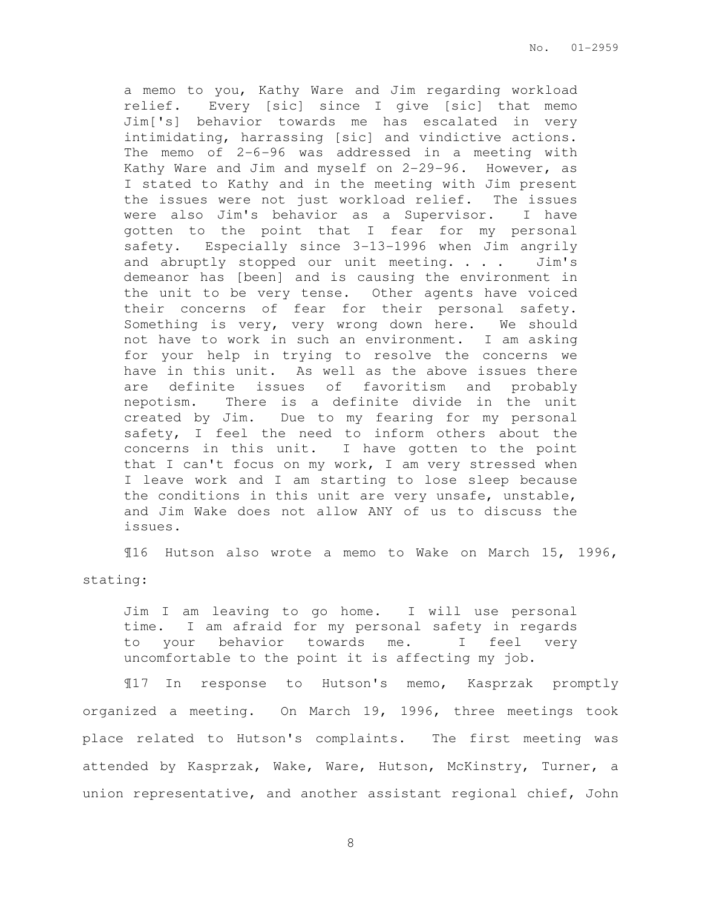> a memo to you, Kathy Ware and Jim regarding workload relief. Every [sic] since I give [sic] that memo Jim['s] behavior towards me has escalated in very intimidating, harrassing [sic] and vindictive actions. The memo of 2-6-96 was addressed in a meeting with Kathy Ware and Jim and myself on 2-29-96. However, as I stated to Kathy and in the meeting with Jim present the issues were not just workload relief. The issues were also Jim's behavior as a Supervisor. I have gotten to the point that I fear for my personal safety. Especially since 3-13-1996 when Jim angrily and abruptly stopped our unit meeting. . . . Jim's demeanor has [been] and is causing the environment in the unit to be very tense. Other agents have voiced their concerns of fear for their personal safety. Something is very, very wrong down here. We should not have to work in such an environment. I am asking for your help in trying to resolve the concerns we have in this unit. As well as the above issues there are definite issues of favoritism and probably nepotism. There is a definite divide in the unit created by Jim. Due to my fearing for my personal safety, I feel the need to inform others about the concerns in this unit. I have gotten to the point that I can't focus on my work, I am very stressed when I leave work and I am starting to lose sleep because the conditions in this unit are very unsafe, unstable, and Jim Wake does not allow ANY of us to discuss the issues.

¶16 Hutson also wrote a memo to Wake on March 15, 1996, stating:

> Jim I am leaving to go home. I will use personal time. I am afraid for my personal safety in regards to your behavior towards me. I feel very uncomfortable to the point it is affecting my job.

¶17 In response to Hutson's memo, Kasprzak promptly organized a meeting. On March 19, 1996, three meetings took place related to Hutson's complaints. The first meeting was attended by Kasprzak, Wake, Ware, Hutson, McKinstry, Turner, a union representative, and another assistant regional chief, John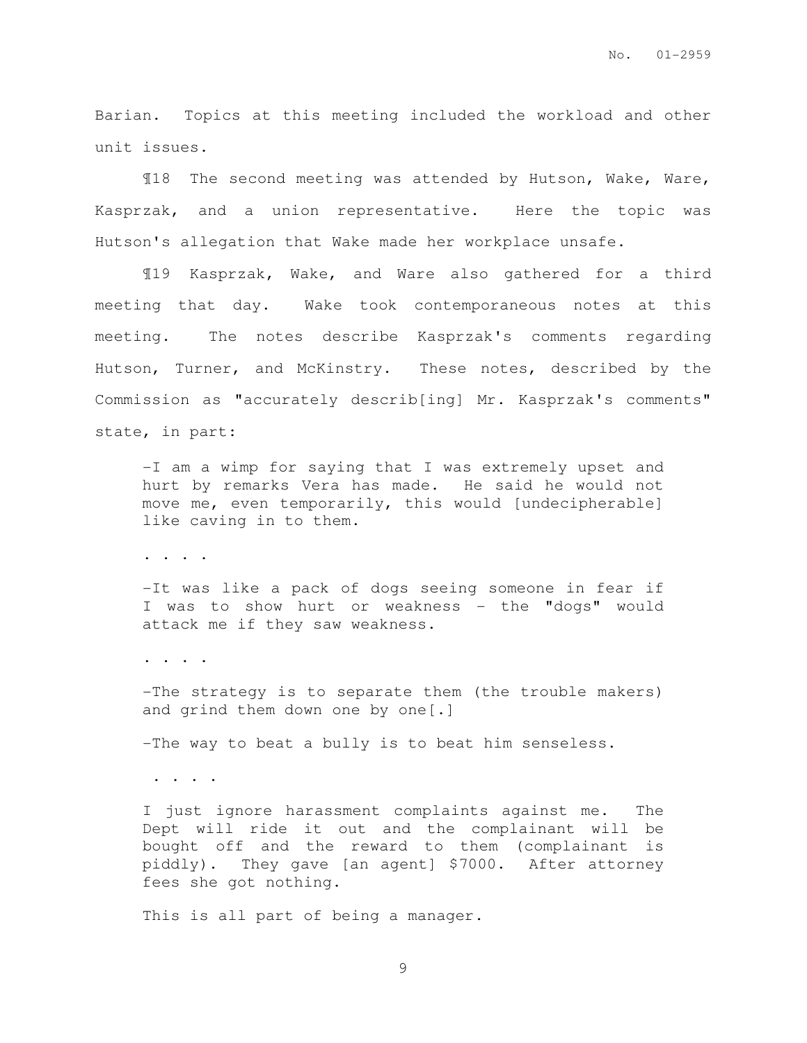Barian. Topics at this meeting included the workload and other unit issues.

¶18 The second meeting was attended by Hutson, Wake, Ware, Kasprzak, and a union representative. Here the topic was Hutson's allegation that Wake made her workplace unsafe.

¶19 Kasprzak, Wake, and Ware also gathered for a third meeting that day. Wake took contemporaneous notes at this meeting. The notes describe Kasprzak's comments regarding Hutson, Turner, and McKinstry. These notes, described by the Commission as "accurately describ[ing] Mr. Kasprzak's comments" state, in part:

> -I am a wimp for saying that I was extremely upset and hurt by remarks Vera has made. He said he would not move me, even temporarily, this would [undecipherable] like caving in to them.
>
> . . . .
>
> -It was like a pack of dogs seeing someone in fear if I was to show hurt or weakness - the "dogs" would attack me if they saw weakness.
>
> . . . .
>
> -The strategy is to separate them (the trouble makers) and grind them down one by one[.]
>
> -The way to beat a bully is to beat him senseless.
>
> . . . .
>
> I just ignore harassment complaints against me. The Dept will ride it out and the complainant will be bought off and the reward to them (complainant is piddly). They gave [an agent] $7000. After attorney fees she got nothing.
>
> This is all part of being a manager.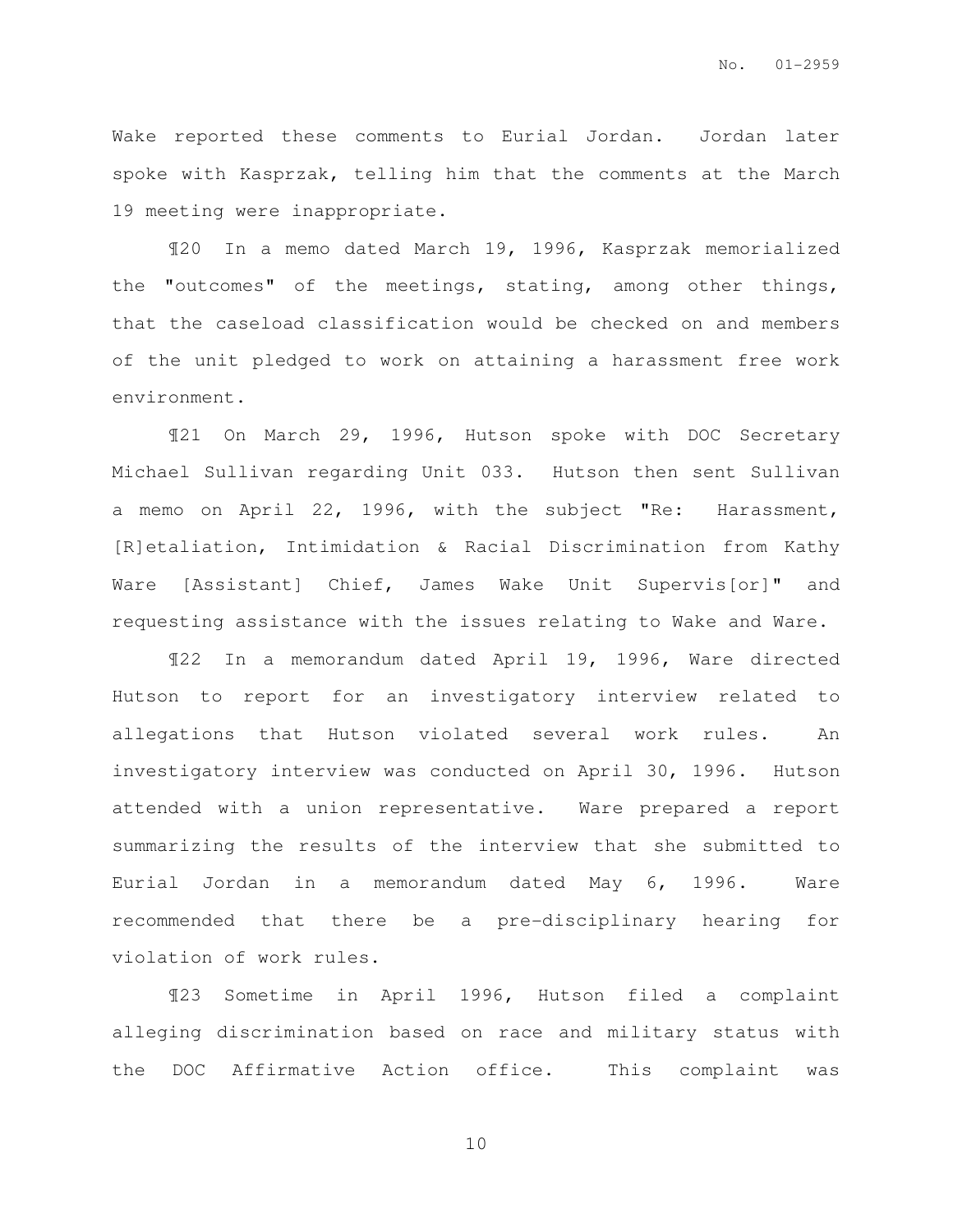Wake reported these comments to Eurial Jordan. Jordan later spoke with Kasprzak, telling him that the comments at the March 19 meeting were inappropriate.

¶20 In a memo dated March 19, 1996, Kasprzak memorialized the "outcomes" of the meetings, stating, among other things, that the caseload classification would be checked on and members of the unit pledged to work on attaining a harassment free work environment.

¶21 On March 29, 1996, Hutson spoke with DOC Secretary Michael Sullivan regarding Unit 033. Hutson then sent Sullivan a memo on April 22, 1996, with the subject "Re: Harassment, [R]etaliation, Intimidation & Racial Discrimination from Kathy Ware [Assistant] Chief, James Wake Unit Supervis[or]" and requesting assistance with the issues relating to Wake and Ware.

¶22 In a memorandum dated April 19, 1996, Ware directed Hutson to report for an investigatory interview related to allegations that Hutson violated several work rules. An investigatory interview was conducted on April 30, 1996. Hutson attended with a union representative. Ware prepared a report summarizing the results of the interview that she submitted to Eurial Jordan in a memorandum dated May 6, 1996. Ware recommended that there be a pre-disciplinary hearing for violation of work rules.

¶23 Sometime in April 1996, Hutson filed a complaint alleging discrimination based on race and military status with the DOC Affirmative Action office. This complaint was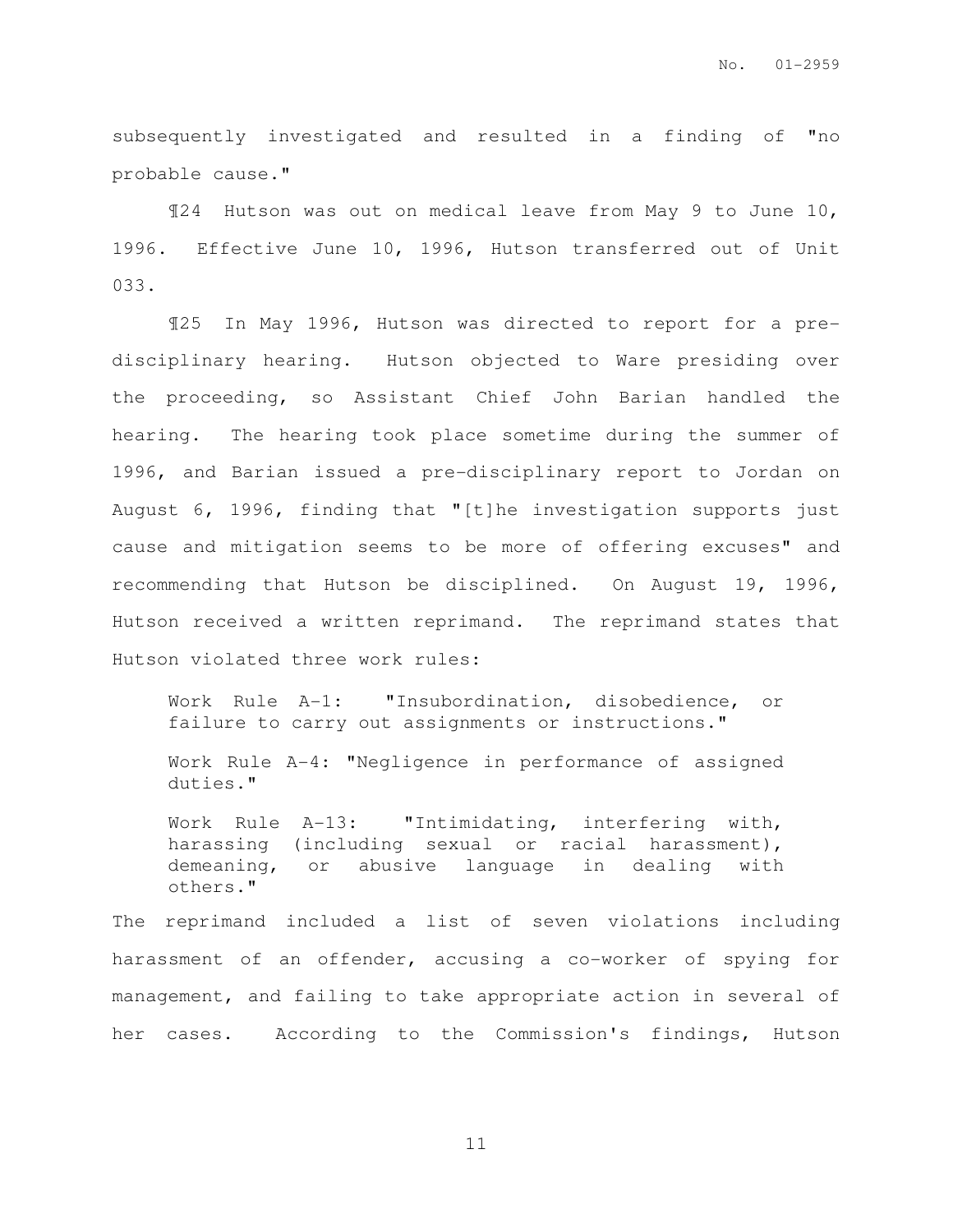subsequently investigated and resulted in a finding of "no probable cause."

¶24 Hutson was out on medical leave from May 9 to June 10, 1996. Effective June 10, 1996, Hutson transferred out of Unit 033.

¶25 In May 1996, Hutson was directed to report for a pre-disciplinary hearing. Hutson objected to Ware presiding over the proceeding, so Assistant Chief John Barian handled the hearing. The hearing took place sometime during the summer of 1996, and Barian issued a pre-disciplinary report to Jordan on August 6, 1996, finding that "[t]he investigation supports just cause and mitigation seems to be more of offering excuses" and recommending that Hutson be disciplined. On August 19, 1996, Hutson received a written reprimand. The reprimand states that Hutson violated three work rules:

> Work Rule A-1: "Insubordination, disobedience, or failure to carry out assignments or instructions."
>
> Work Rule A-4: "Negligence in performance of assigned duties."
>
> Work Rule A-13: "Intimidating, interfering with, harassing (including sexual or racial harassment), demeaning, or abusive language in dealing with others."

The reprimand included a list of seven violations including harassment of an offender, accusing a co-worker of spying for management, and failing to take appropriate action in several of her cases. According to the Commission's findings, Hutson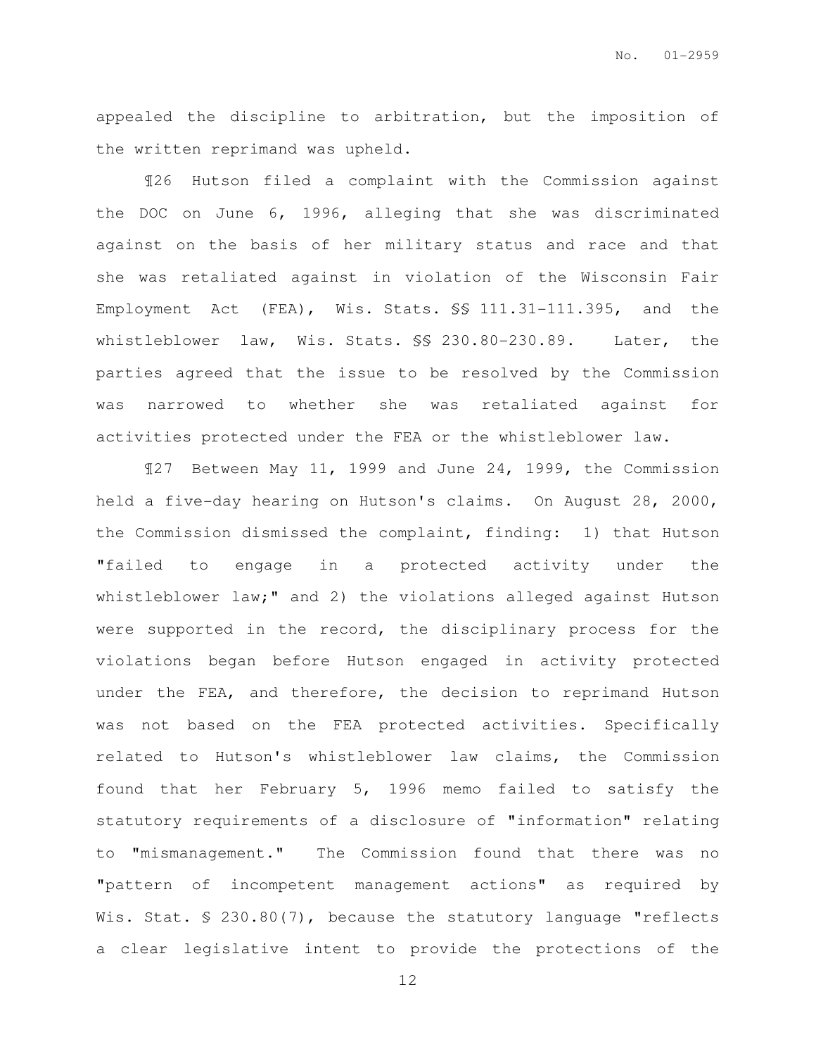appealed the discipline to arbitration, but the imposition of the written reprimand was upheld.

¶26 Hutson filed a complaint with the Commission against the DOC on June 6, 1996, alleging that she was discriminated against on the basis of her military status and race and that she was retaliated against in violation of the Wisconsin Fair Employment Act (FEA), Wis. Stats. §§ 111.31-111.395, and the whistleblower law, Wis. Stats. §§ 230.80-230.89. Later, the parties agreed that the issue to be resolved by the Commission was narrowed to whether she was retaliated against for activities protected under the FEA or the whistleblower law.

¶27 Between May 11, 1999 and June 24, 1999, the Commission held a five-day hearing on Hutson's claims. On August 28, 2000, the Commission dismissed the complaint, finding: 1) that Hutson "failed to engage in a protected activity under the whistleblower law;" and 2) the violations alleged against Hutson were supported in the record, the disciplinary process for the violations began before Hutson engaged in activity protected under the FEA, and therefore, the decision to reprimand Hutson was not based on the FEA protected activities. Specifically related to Hutson's whistleblower law claims, the Commission found that her February 5, 1996 memo failed to satisfy the statutory requirements of a disclosure of "information" relating to "mismanagement." The Commission found that there was no "pattern of incompetent management actions" as required by Wis. Stat. § 230.80(7), because the statutory language "reflects a clear legislative intent to provide the protections of the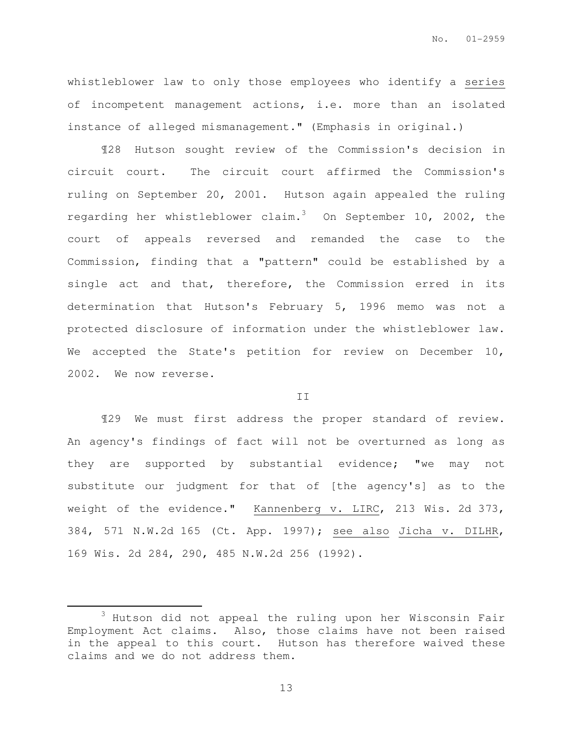whistleblower law to only those employees who identify a series of incompetent management actions, i.e. more than an isolated instance of alleged mismanagement." (Emphasis in original.)

¶28 Hutson sought review of the Commission's decision in circuit court. The circuit court affirmed the Commission's ruling on September 20, 2001. Hutson again appealed the ruling regarding her whistleblower claim.[3] On September 10, 2002, the court of appeals reversed and remanded the case to the Commission, finding that a "pattern" could be established by a single act and that, therefore, the Commission erred in its determination that Hutson's February 5, 1996 memo was not a protected disclosure of information under the whistleblower law. We accepted the State's petition for review on December 10, 2002. We now reverse.

## II

¶29 We must first address the proper standard of review. An agency's findings of fact will not be overturned as long as they are supported by substantial evidence; "we may not substitute our judgment for that of [the agency's] as to the weight of the evidence." Kannenberg v. LIRC, 213 Wis. 2d 373, 384, 571 N.W.2d 165 (Ct. App. 1997); see also Jicha v. DILHR, 169 Wis. 2d 284, 290, 485 N.W.2d 256 (1992).

---

[3] Hutson did not appeal the ruling upon her Wisconsin Fair Employment Act claims. Also, those claims have not been raised in the appeal to this court. Hutson has therefore waived these claims and we do not address them.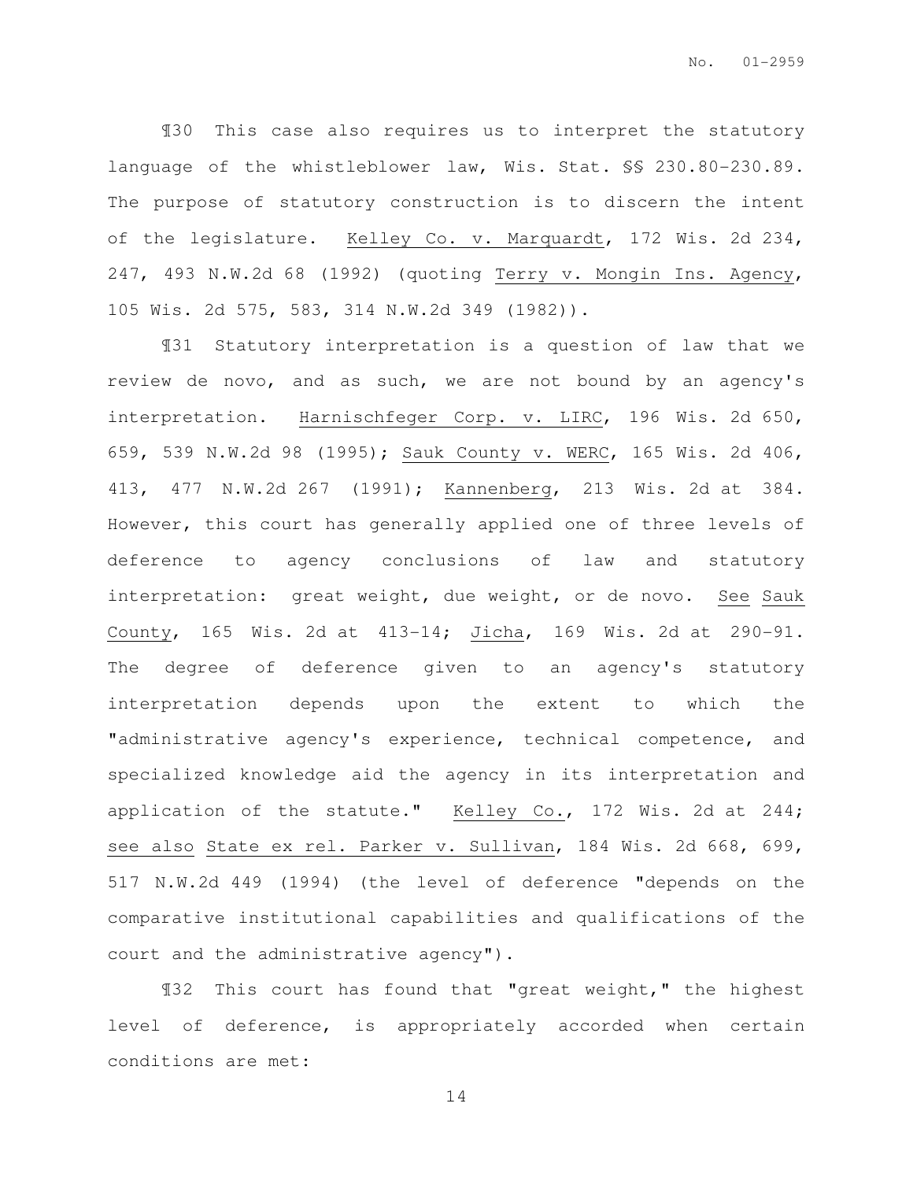¶30 This case also requires us to interpret the statutory language of the whistleblower law, Wis. Stat. §§ 230.80-230.89. The purpose of statutory construction is to discern the intent of the legislature. Kelley Co. v. Marquardt, 172 Wis. 2d 234, 247, 493 N.W.2d 68 (1992) (quoting Terry v. Mongin Ins. Agency, 105 Wis. 2d 575, 583, 314 N.W.2d 349 (1982)).

¶31 Statutory interpretation is a question of law that we review de novo, and as such, we are not bound by an agency's interpretation. Harnischfeger Corp. v. LIRC, 196 Wis. 2d 650, 659, 539 N.W.2d 98 (1995); Sauk County v. WERC, 165 Wis. 2d 406, 413, 477 N.W.2d 267 (1991); Kannenberg, 213 Wis. 2d at 384. However, this court has generally applied one of three levels of deference to agency conclusions of law and statutory interpretation: great weight, due weight, or de novo. See Sauk County, 165 Wis. 2d at 413-14; Jicha, 169 Wis. 2d at 290-91. The degree of deference given to an agency's statutory interpretation depends upon the extent to which the "administrative agency's experience, technical competence, and specialized knowledge aid the agency in its interpretation and application of the statute." Kelley Co., 172 Wis. 2d at 244; see also State ex rel. Parker v. Sullivan, 184 Wis. 2d 668, 699, 517 N.W.2d 449 (1994) (the level of deference "depends on the comparative institutional capabilities and qualifications of the court and the administrative agency").

¶32 This court has found that "great weight," the highest level of deference, is appropriately accorded when certain conditions are met: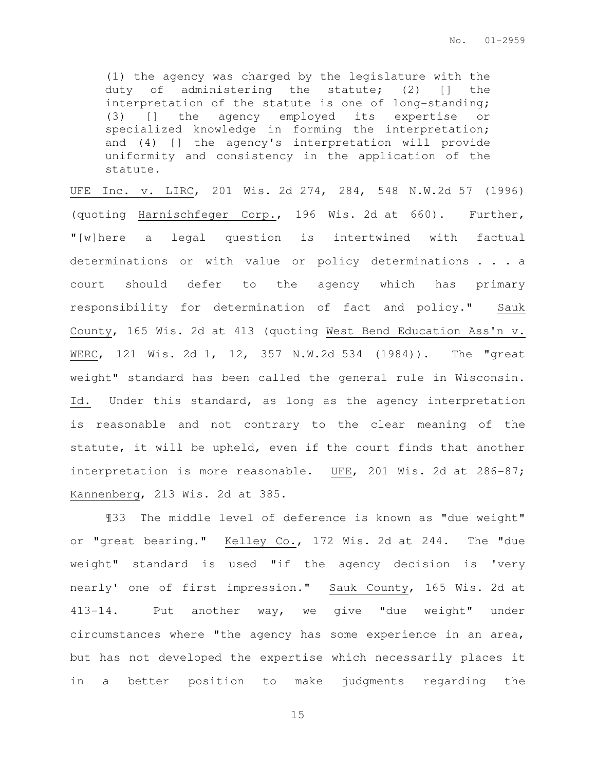> (1) the agency was charged by the legislature with the duty of administering the statute; (2) [] the interpretation of the statute is one of long-standing; (3) [] the agency employed its expertise or specialized knowledge in forming the interpretation; and (4) [] the agency's interpretation will provide uniformity and consistency in the application of the statute.

UFE Inc. v. LIRC, 201 Wis. 2d 274, 284, 548 N.W.2d 57 (1996) (quoting Harnischfeger Corp., 196 Wis. 2d at 660). Further, "[w]here a legal question is intertwined with factual determinations or with value or policy determinations . . . a court should defer to the agency which has primary responsibility for determination of fact and policy." Sauk County, 165 Wis. 2d at 413 (quoting West Bend Education Ass'n v. WERC, 121 Wis. 2d 1, 12, 357 N.W.2d 534 (1984)). The "great weight" standard has been called the general rule in Wisconsin. Id. Under this standard, as long as the agency interpretation is reasonable and not contrary to the clear meaning of the statute, it will be upheld, even if the court finds that another interpretation is more reasonable. UFE, 201 Wis. 2d at 286-87; Kannenberg, 213 Wis. 2d at 385.

¶33 The middle level of deference is known as "due weight" or "great bearing." Kelley Co., 172 Wis. 2d at 244. The "due weight" standard is used "if the agency decision is 'very nearly' one of first impression." Sauk County, 165 Wis. 2d at 413-14. Put another way, we give "due weight" under circumstances where "the agency has some experience in an area, but has not developed the expertise which necessarily places it in a better position to make judgments regarding the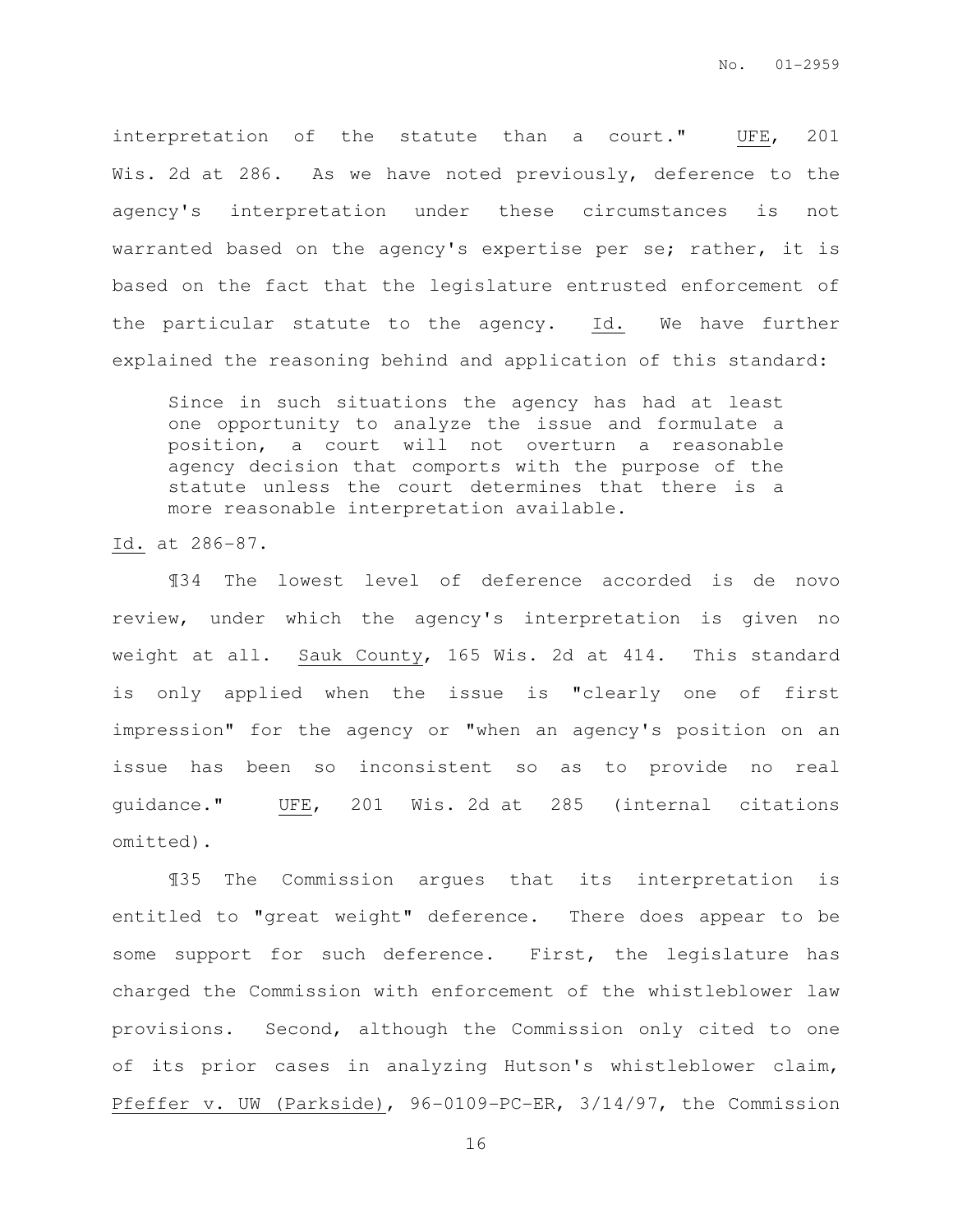interpretation of the statute than a court." UFE, 201 Wis. 2d at 286. As we have noted previously, deference to the agency's interpretation under these circumstances is not warranted based on the agency's expertise per se; rather, it is based on the fact that the legislature entrusted enforcement of the particular statute to the agency. Id. We have further explained the reasoning behind and application of this standard:

> Since in such situations the agency has had at least one opportunity to analyze the issue and formulate a position, a court will not overturn a reasonable agency decision that comports with the purpose of the statute unless the court determines that there is a more reasonable interpretation available.

Id. at 286-87.

¶34 The lowest level of deference accorded is de novo review, under which the agency's interpretation is given no weight at all. Sauk County, 165 Wis. 2d at 414. This standard is only applied when the issue is "clearly one of first impression" for the agency or "when an agency's position on an issue has been so inconsistent so as to provide no real guidance." UFE, 201 Wis. 2d at 285 (internal citations omitted).

¶35 The Commission argues that its interpretation is entitled to "great weight" deference. There does appear to be some support for such deference. First, the legislature has charged the Commission with enforcement of the whistleblower law provisions. Second, although the Commission only cited to one of its prior cases in analyzing Hutson's whistleblower claim, Pfeffer v. UW (Parkside), 96-0109-PC-ER, 3/14/97, the Commission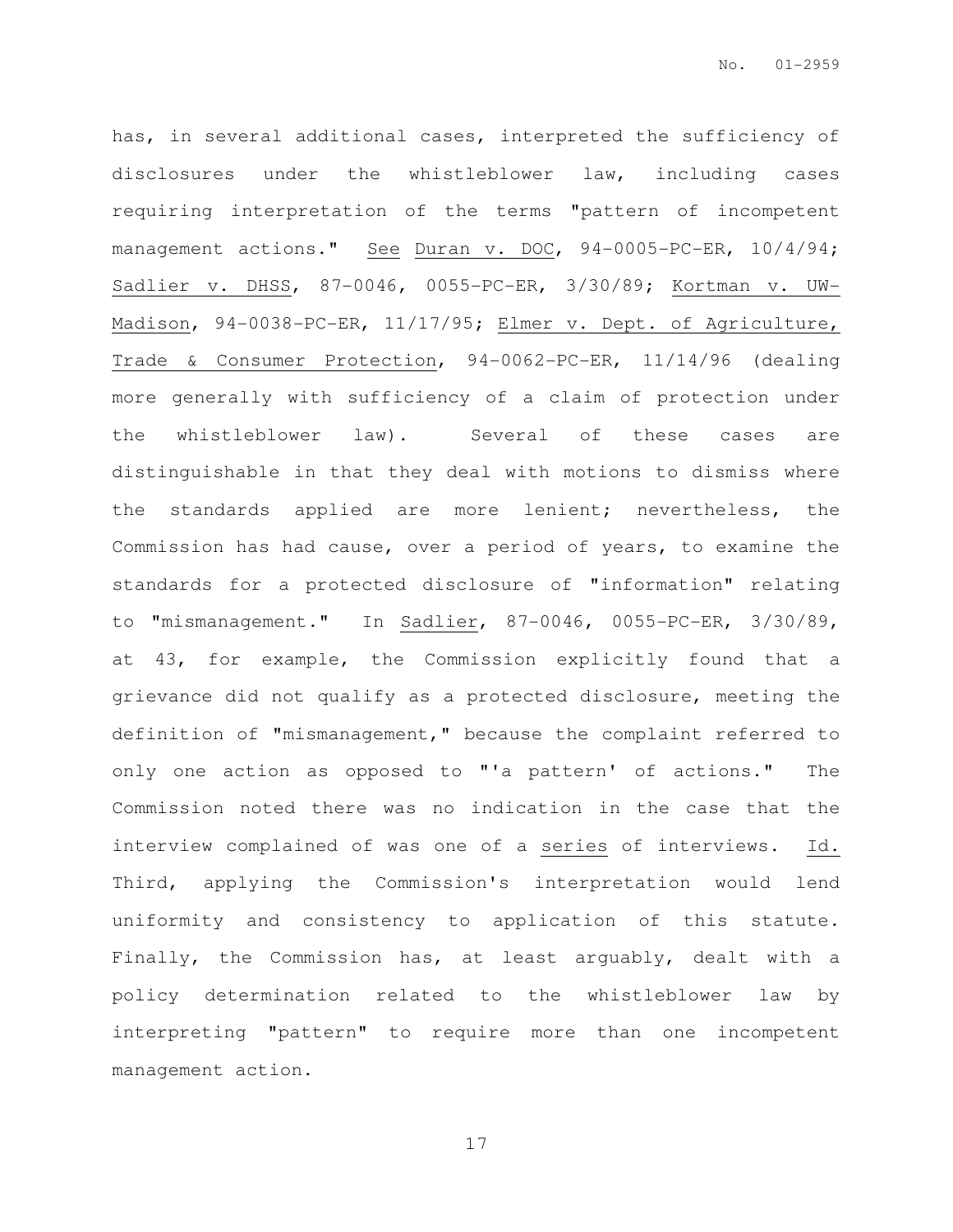has, in several additional cases, interpreted the sufficiency of disclosures under the whistleblower law, including cases requiring interpretation of the terms "pattern of incompetent management actions." See Duran v. DOC, 94-0005-PC-ER, 10/4/94; Sadlier v. DHSS, 87-0046, 0055-PC-ER, 3/30/89; Kortman v. UW-Madison, 94-0038-PC-ER, 11/17/95; Elmer v. Dept. of Agriculture, Trade & Consumer Protection, 94-0062-PC-ER, 11/14/96 (dealing more generally with sufficiency of a claim of protection under the whistleblower law). Several of these cases are distinguishable in that they deal with motions to dismiss where the standards applied are more lenient; nevertheless, the Commission has had cause, over a period of years, to examine the standards for a protected disclosure of "information" relating to "mismanagement." In Sadlier, 87-0046, 0055-PC-ER, 3/30/89, at 43, for example, the Commission explicitly found that a grievance did not qualify as a protected disclosure, meeting the definition of "mismanagement," because the complaint referred to only one action as opposed to "'a pattern' of actions." The Commission noted there was no indication in the case that the interview complained of was one of a series of interviews. Id. Third, applying the Commission's interpretation would lend uniformity and consistency to application of this statute. Finally, the Commission has, at least arguably, dealt with a policy determination related to the whistleblower law by interpreting "pattern" to require more than one incompetent management action.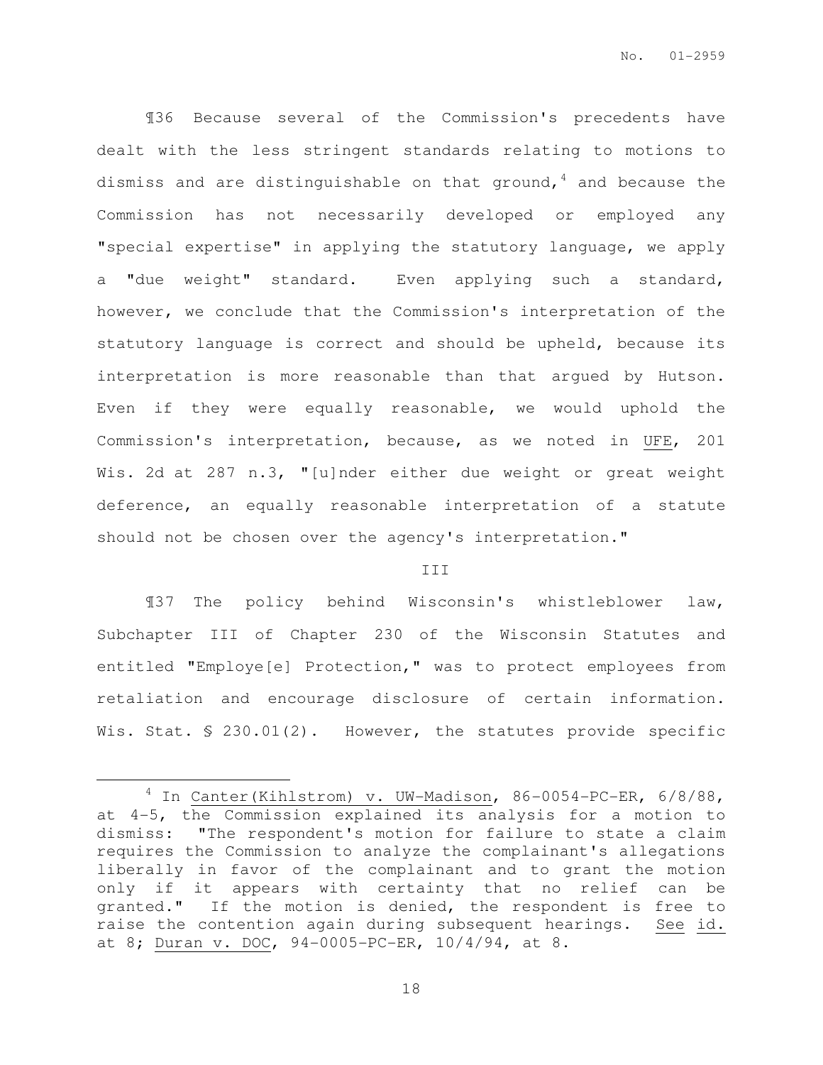¶36 Because several of the Commission's precedents have dealt with the less stringent standards relating to motions to dismiss and are distinguishable on that ground,[4] and because the Commission has not necessarily developed or employed any "special expertise" in applying the statutory language, we apply a "due weight" standard. Even applying such a standard, however, we conclude that the Commission's interpretation of the statutory language is correct and should be upheld, because its interpretation is more reasonable than that argued by Hutson. Even if they were equally reasonable, we would uphold the Commission's interpretation, because, as we noted in UFE, 201 Wis. 2d at 287 n.3, "[u]nder either due weight or great weight deference, an equally reasonable interpretation of a statute should not be chosen over the agency's interpretation."

III

¶37 The policy behind Wisconsin's whistleblower law, Subchapter III of Chapter 230 of the Wisconsin Statutes and entitled "Employe[e] Protection," was to protect employees from retaliation and encourage disclosure of certain information. Wis. Stat. § 230.01(2). However, the statutes provide specific

---

[4] In Canter(Kihlstrom) v. UW-Madison, 86-0054-PC-ER, 6/8/88, at 4-5, the Commission explained its analysis for a motion to dismiss: "The respondent's motion for failure to state a claim requires the Commission to analyze the complainant's allegations liberally in favor of the complainant and to grant the motion only if it appears with certainty that no relief can be granted." If the motion is denied, the respondent is free to raise the contention again during subsequent hearings. See id. at 8; Duran v. DOC, 94-0005-PC-ER, 10/4/94, at 8.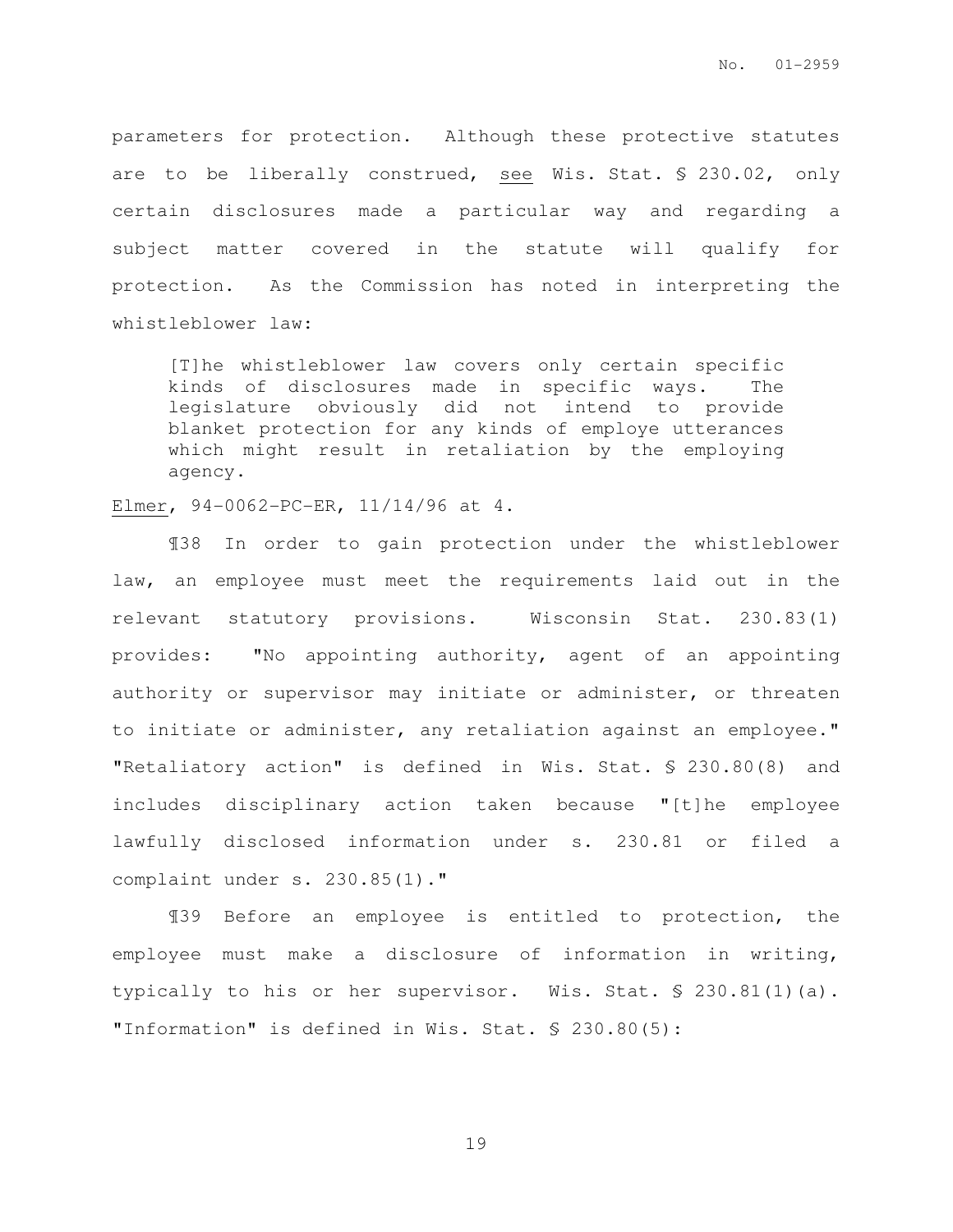parameters for protection. Although these protective statutes are to be liberally construed, see Wis. Stat. § 230.02, only certain disclosures made a particular way and regarding a subject matter covered in the statute will qualify for protection. As the Commission has noted in interpreting the whistleblower law:

> [T]he whistleblower law covers only certain specific kinds of disclosures made in specific ways. The legislature obviously did not intend to provide blanket protection for any kinds of employe utterances which might result in retaliation by the employing agency.

Elmer, 94-0062-PC-ER, 11/14/96 at 4.

¶38 In order to gain protection under the whistleblower law, an employee must meet the requirements laid out in the relevant statutory provisions. Wisconsin Stat. 230.83(1) provides: "No appointing authority, agent of an appointing authority or supervisor may initiate or administer, or threaten to initiate or administer, any retaliation against an employee." "Retaliatory action" is defined in Wis. Stat. § 230.80(8) and includes disciplinary action taken because "[t]he employee lawfully disclosed information under s. 230.81 or filed a complaint under s. 230.85(1)."

¶39 Before an employee is entitled to protection, the employee must make a disclosure of information in writing, typically to his or her supervisor. Wis. Stat. § 230.81(1)(a). "Information" is defined in Wis. Stat. § 230.80(5):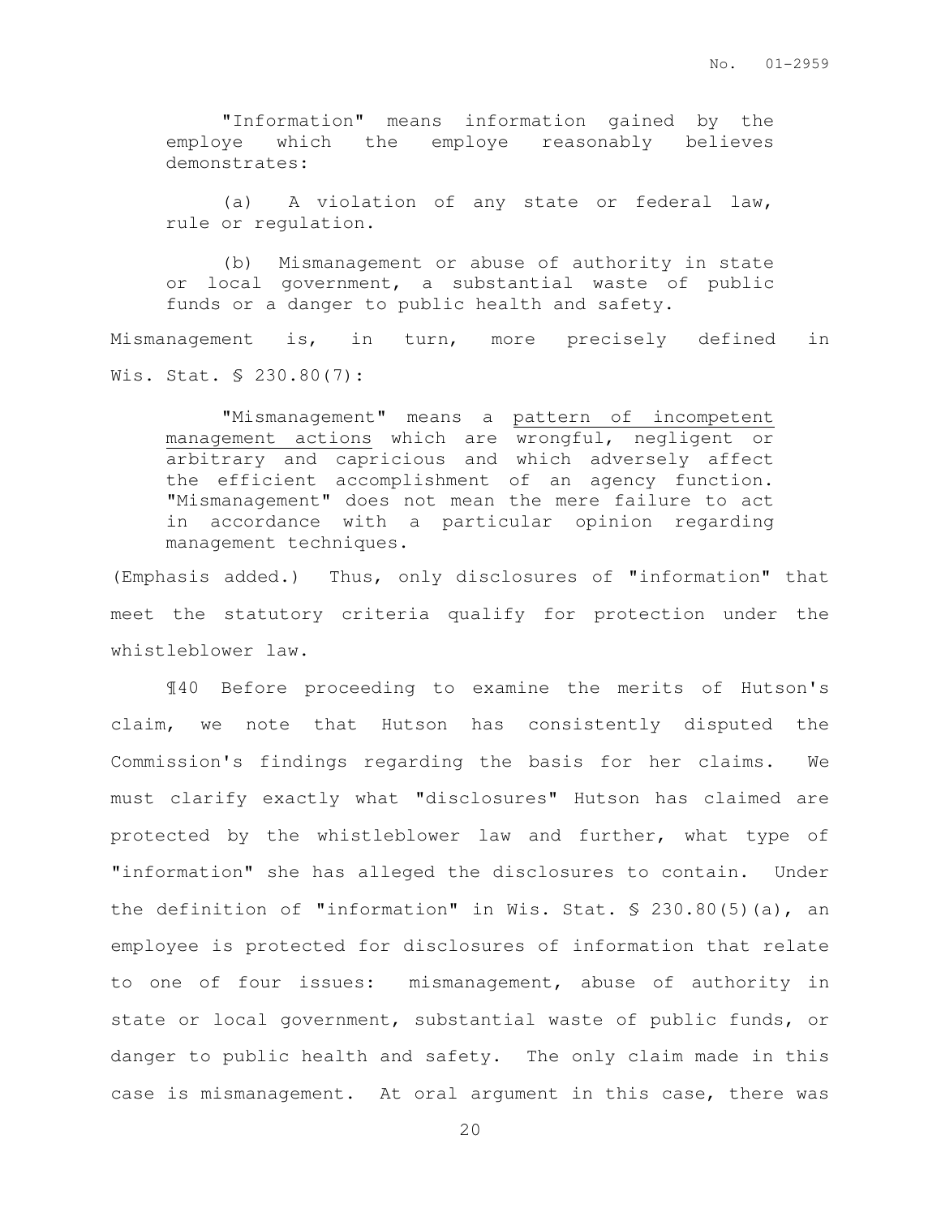> "Information" means information gained by the employe which the employe reasonably believes demonstrates:
>
> (a) A violation of any state or federal law, rule or regulation.
>
> (b) Mismanagement or abuse of authority in state or local government, a substantial waste of public funds or a danger to public health and safety.

Mismanagement is, in turn, more precisely defined in Wis. Stat. § 230.80(7):

> "Mismanagement" means a <u>pattern of incompetent management actions</u> which are wrongful, negligent or arbitrary and capricious and which adversely affect the efficient accomplishment of an agency function. "Mismanagement" does not mean the mere failure to act in accordance with a particular opinion regarding management techniques.

(Emphasis added.) Thus, only disclosures of "information" that meet the statutory criteria qualify for protection under the whistleblower law.

¶40 Before proceeding to examine the merits of Hutson's claim, we note that Hutson has consistently disputed the Commission's findings regarding the basis for her claims. We must clarify exactly what "disclosures" Hutson has claimed are protected by the whistleblower law and further, what type of "information" she has alleged the disclosures to contain. Under the definition of "information" in Wis. Stat. § 230.80(5)(a), an employee is protected for disclosures of information that relate to one of four issues: mismanagement, abuse of authority in state or local government, substantial waste of public funds, or danger to public health and safety. The only claim made in this case is mismanagement. At oral argument in this case, there was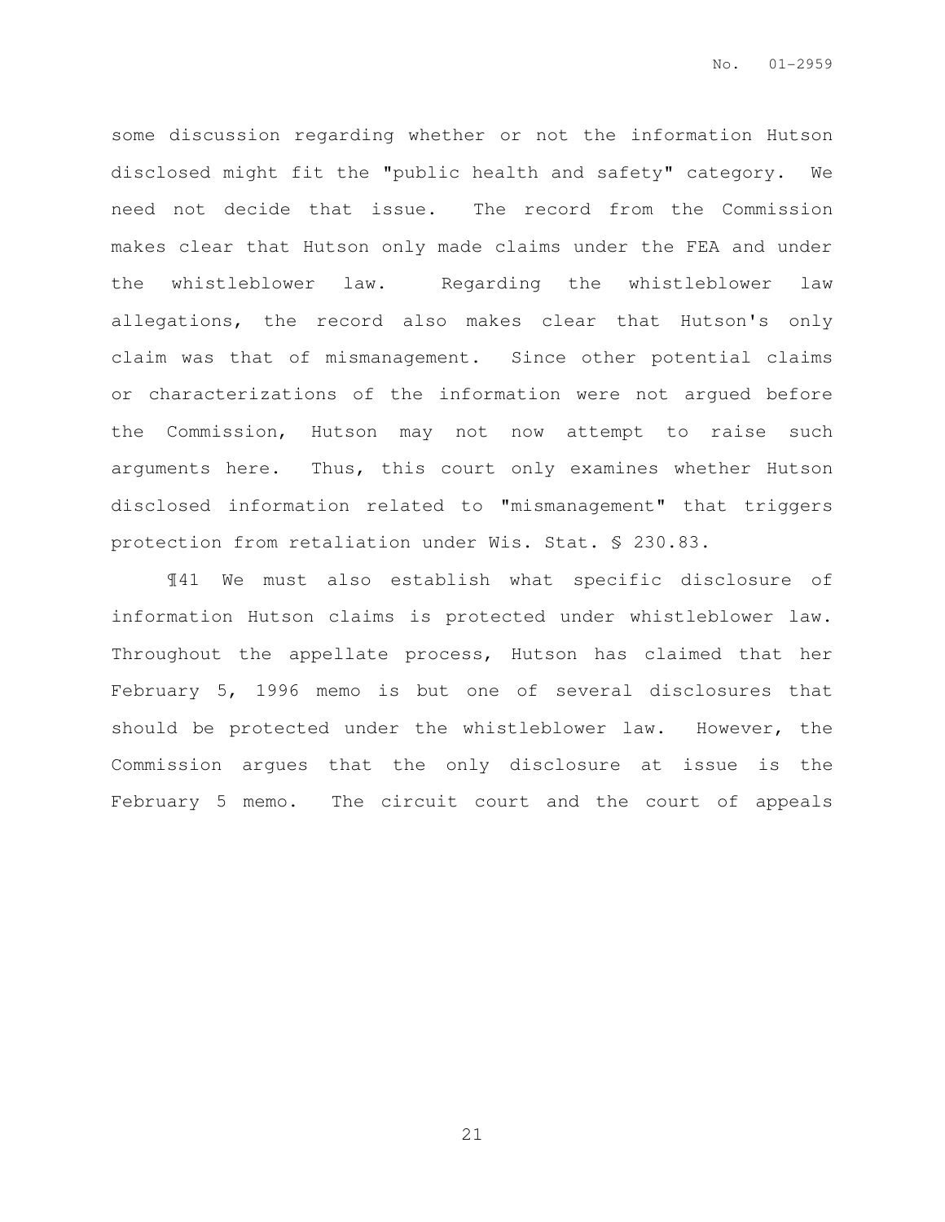some discussion regarding whether or not the information Hutson disclosed might fit the "public health and safety" category. We need not decide that issue. The record from the Commission makes clear that Hutson only made claims under the FEA and under the whistleblower law. Regarding the whistleblower law allegations, the record also makes clear that Hutson's only claim was that of mismanagement. Since other potential claims or characterizations of the information were not argued before the Commission, Hutson may not now attempt to raise such arguments here. Thus, this court only examines whether Hutson disclosed information related to "mismanagement" that triggers protection from retaliation under Wis. Stat. § 230.83.

¶41 We must also establish what specific disclosure of information Hutson claims is protected under whistleblower law. Throughout the appellate process, Hutson has claimed that her February 5, 1996 memo is but one of several disclosures that should be protected under the whistleblower law. However, the Commission argues that the only disclosure at issue is the February 5 memo. The circuit court and the court of appeals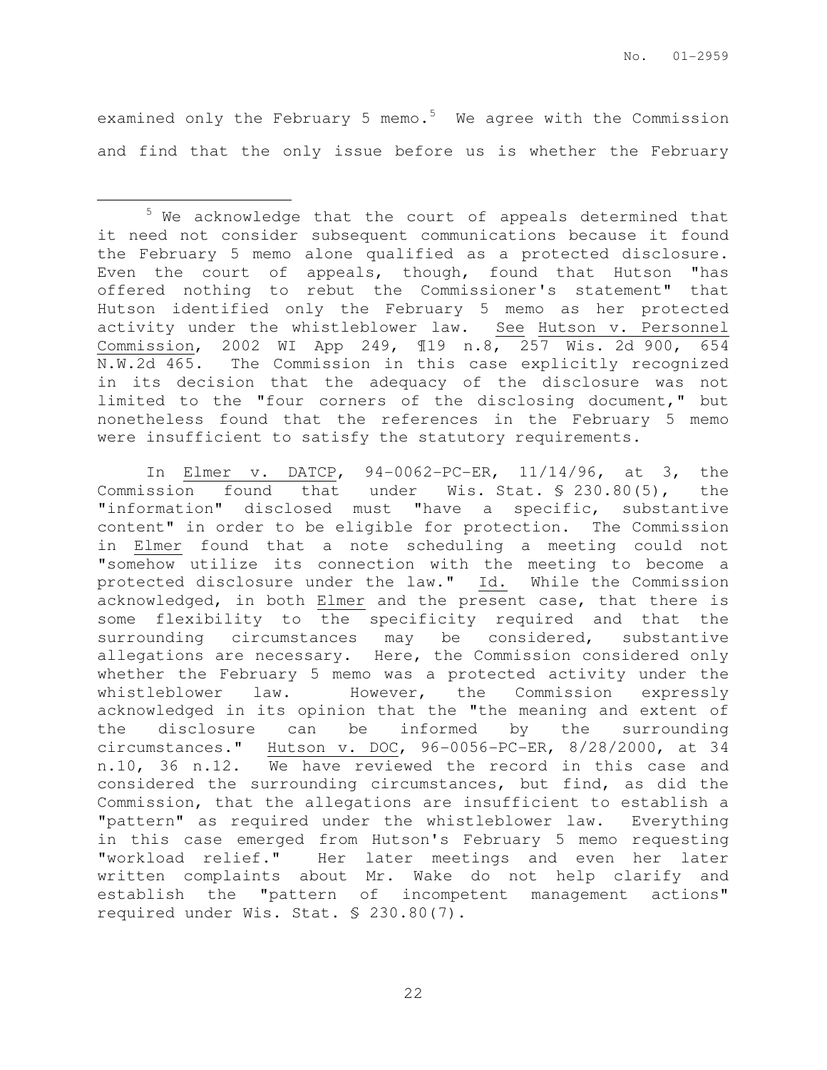examined only the February 5 memo.[5] We agree with the Commission and find that the only issue before us is whether the February

[5] We acknowledge that the court of appeals determined that it need not consider subsequent communications because it found the February 5 memo alone qualified as a protected disclosure. Even the court of appeals, though, found that Hutson "has offered nothing to rebut the Commissioner's statement" that Hutson identified only the February 5 memo as her protected activity under the whistleblower law. See Hutson v. Personnel Commission, 2002 WI App 249, ¶19 n.8, 257 Wis. 2d 900, 654 N.W.2d 465. The Commission in this case explicitly recognized in its decision that the adequacy of the disclosure was not limited to the "four corners of the disclosing document," but nonetheless found that the references in the February 5 memo were insufficient to satisfy the statutory requirements.

In Elmer v. DATCP, 94-0062-PC-ER, 11/14/96, at 3, the Commission found that under Wis. Stat. § 230.80(5), the "information" disclosed must "have a specific, substantive content" in order to be eligible for protection. The Commission in Elmer found that a note scheduling a meeting could not "somehow utilize its connection with the meeting to become a protected disclosure under the law." Id. While the Commission acknowledged, in both Elmer and the present case, that there is some flexibility to the specificity required and that the surrounding circumstances may be considered, substantive allegations are necessary. Here, the Commission considered only whether the February 5 memo was a protected activity under the whistleblower law. However, the Commission expressly acknowledged in its opinion that the "the meaning and extent of the disclosure can be informed by the surrounding circumstances." Hutson v. DOC, 96-0056-PC-ER, 8/28/2000, at 34 n.10, 36 n.12. We have reviewed the record in this case and considered the surrounding circumstances, but find, as did the Commission, that the allegations are insufficient to establish a "pattern" as required under the whistleblower law. Everything in this case emerged from Hutson's February 5 memo requesting "workload relief." Her later meetings and even her later written complaints about Mr. Wake do not help clarify and establish the "pattern of incompetent management actions" required under Wis. Stat. § 230.80(7).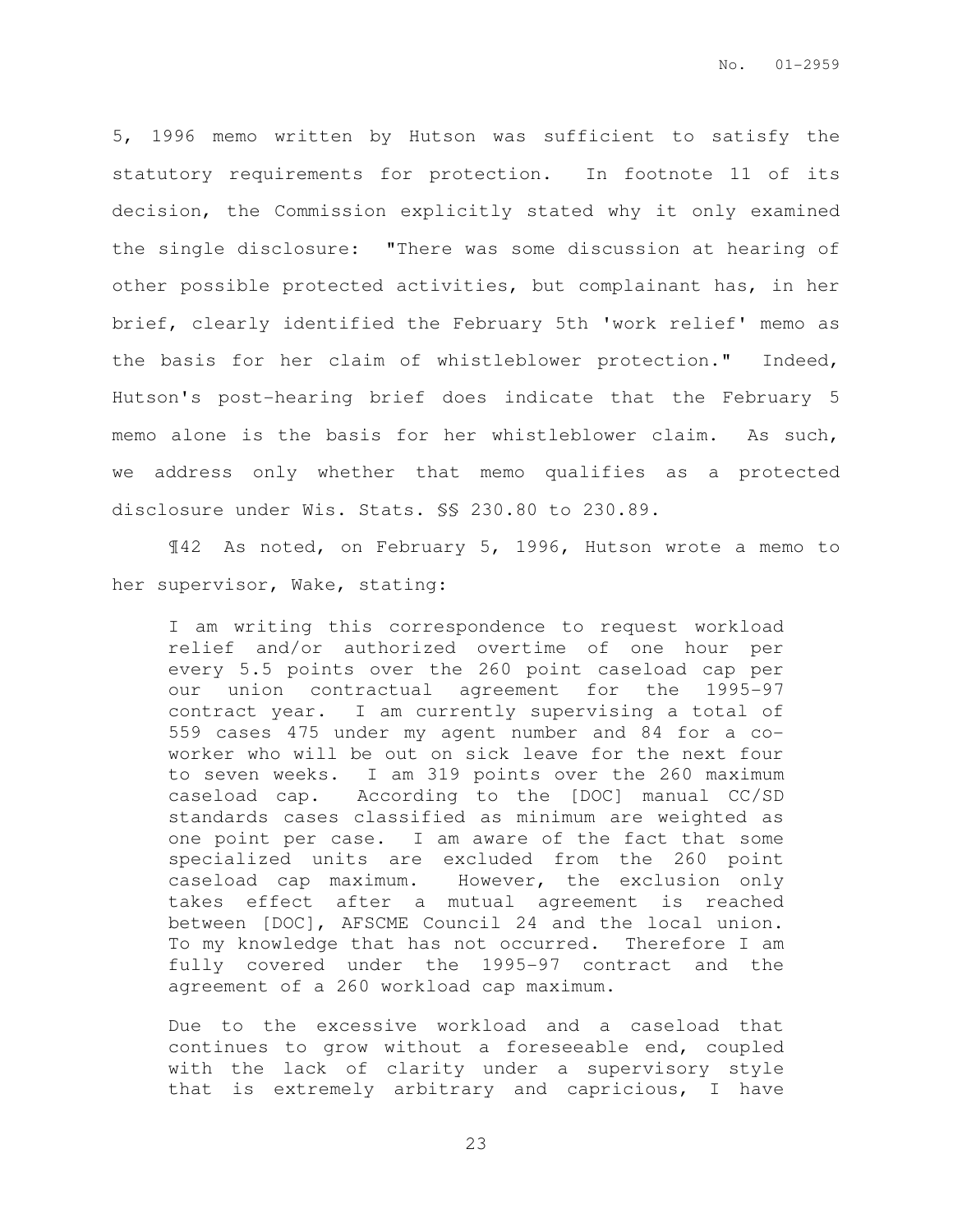5, 1996 memo written by Hutson was sufficient to satisfy the statutory requirements for protection. In footnote 11 of its decision, the Commission explicitly stated why it only examined the single disclosure: "There was some discussion at hearing of other possible protected activities, but complainant has, in her brief, clearly identified the February 5th 'work relief' memo as the basis for her claim of whistleblower protection." Indeed, Hutson's post-hearing brief does indicate that the February 5 memo alone is the basis for her whistleblower claim. As such, we address only whether that memo qualifies as a protected disclosure under Wis. Stats. §§ 230.80 to 230.89.

¶42 As noted, on February 5, 1996, Hutson wrote a memo to her supervisor, Wake, stating:

> I am writing this correspondence to request workload relief and/or authorized overtime of one hour per every 5.5 points over the 260 point caseload cap per our union contractual agreement for the 1995-97 contract year. I am currently supervising a total of 559 cases 475 under my agent number and 84 for a co-worker who will be out on sick leave for the next four to seven weeks. I am 319 points over the 260 maximum caseload cap. According to the [DOC] manual CC/SD standards cases classified as minimum are weighted as one point per case. I am aware of the fact that some specialized units are excluded from the 260 point caseload cap maximum. However, the exclusion only takes effect after a mutual agreement is reached between [DOC], AFSCME Council 24 and the local union. To my knowledge that has not occurred. Therefore I am fully covered under the 1995-97 contract and the agreement of a 260 workload cap maximum.
>
> Due to the excessive workload and a caseload that continues to grow without a foreseeable end, coupled with the lack of clarity under a supervisory style that is extremely arbitrary and capricious, I have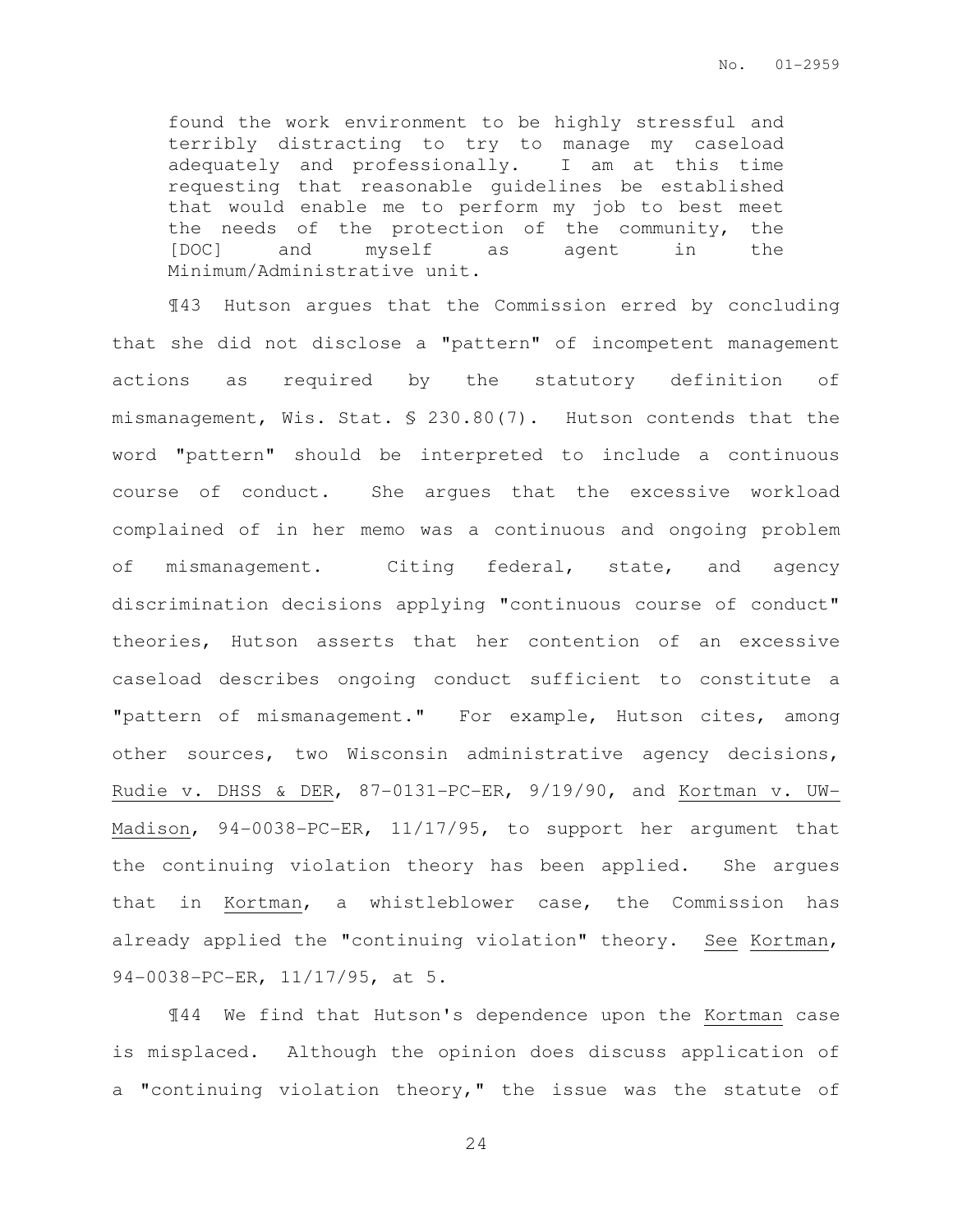> found the work environment to be highly stressful and terribly distracting to try to manage my caseload adequately and professionally. I am at this time requesting that reasonable guidelines be established that would enable me to perform my job to best meet the needs of the protection of the community, the [DOC] and myself as agent in the Minimum/Administrative unit.

¶43 Hutson argues that the Commission erred by concluding that she did not disclose a "pattern" of incompetent management actions as required by the statutory definition of mismanagement, Wis. Stat. § 230.80(7). Hutson contends that the word "pattern" should be interpreted to include a continuous course of conduct. She argues that the excessive workload complained of in her memo was a continuous and ongoing problem of mismanagement. Citing federal, state, and agency discrimination decisions applying "continuous course of conduct" theories, Hutson asserts that her contention of an excessive caseload describes ongoing conduct sufficient to constitute a "pattern of mismanagement." For example, Hutson cites, among other sources, two Wisconsin administrative agency decisions, Rudie v. DHSS & DER, 87-0131-PC-ER, 9/19/90, and Kortman v. UW-Madison, 94-0038-PC-ER, 11/17/95, to support her argument that the continuing violation theory has been applied. She argues that in Kortman, a whistleblower case, the Commission has already applied the "continuing violation" theory. See Kortman, 94-0038-PC-ER, 11/17/95, at 5.

¶44 We find that Hutson's dependence upon the Kortman case is misplaced. Although the opinion does discuss application of a "continuing violation theory," the issue was the statute of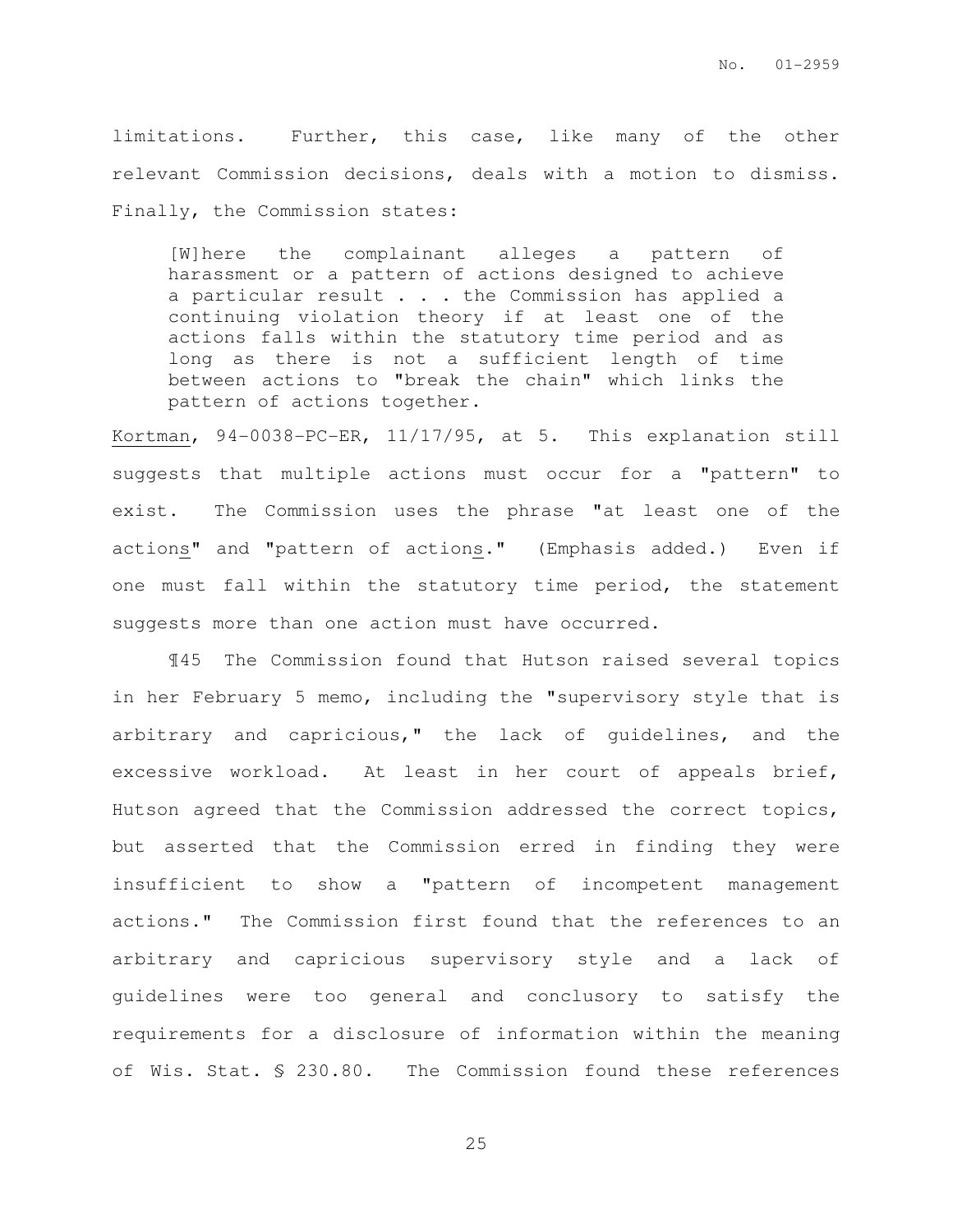limitations. Further, this case, like many of the other relevant Commission decisions, deals with a motion to dismiss. Finally, the Commission states:

> [W]here the complainant alleges a pattern of harassment or a pattern of actions designed to achieve a particular result . . . the Commission has applied a continuing violation theory if at least one of the actions falls within the statutory time period and as long as there is not a sufficient length of time between actions to "break the chain" which links the pattern of actions together.

Kortman, 94-0038-PC-ER, 11/17/95, at 5. This explanation still suggests that multiple actions must occur for a "pattern" to exist. The Commission uses the phrase "at least one of the action<u>s</u>" and "pattern of action<u>s</u>." (Emphasis added.) Even if one must fall within the statutory time period, the statement suggests more than one action must have occurred.

¶45 The Commission found that Hutson raised several topics in her February 5 memo, including the "supervisory style that is arbitrary and capricious," the lack of guidelines, and the excessive workload. At least in her court of appeals brief, Hutson agreed that the Commission addressed the correct topics, but asserted that the Commission erred in finding they were insufficient to show a "pattern of incompetent management actions." The Commission first found that the references to an arbitrary and capricious supervisory style and a lack of guidelines were too general and conclusory to satisfy the requirements for a disclosure of information within the meaning of Wis. Stat. § 230.80. The Commission found these references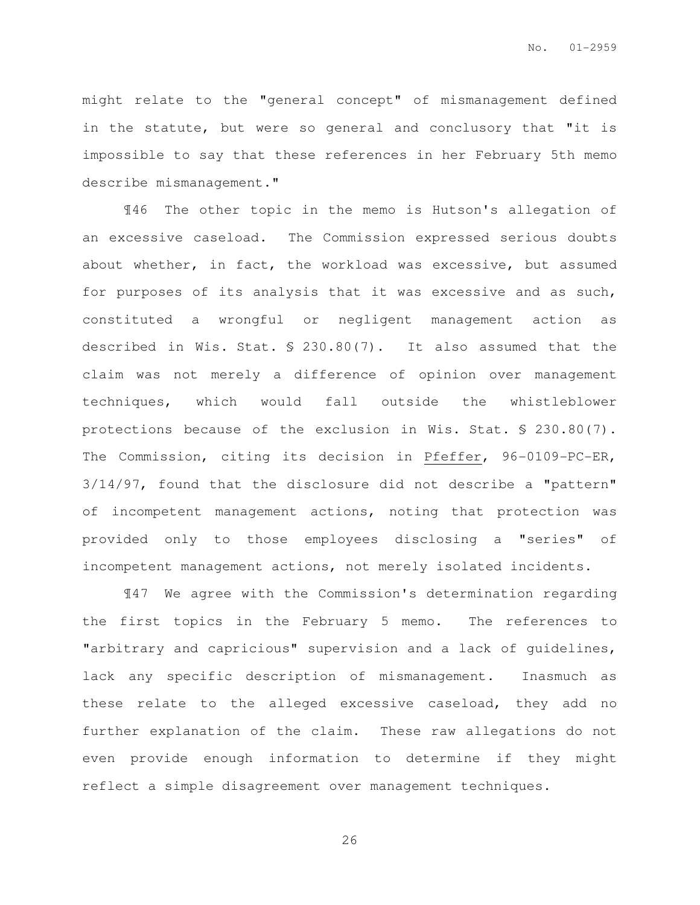might relate to the "general concept" of mismanagement defined in the statute, but were so general and conclusory that "it is impossible to say that these references in her February 5th memo describe mismanagement."

¶46 The other topic in the memo is Hutson's allegation of an excessive caseload. The Commission expressed serious doubts about whether, in fact, the workload was excessive, but assumed for purposes of its analysis that it was excessive and as such, constituted a wrongful or negligent management action as described in Wis. Stat. § 230.80(7). It also assumed that the claim was not merely a difference of opinion over management techniques, which would fall outside the whistleblower protections because of the exclusion in Wis. Stat. § 230.80(7). The Commission, citing its decision in Pfeffer, 96-0109-PC-ER, 3/14/97, found that the disclosure did not describe a "pattern" of incompetent management actions, noting that protection was provided only to those employees disclosing a "series" of incompetent management actions, not merely isolated incidents.

¶47 We agree with the Commission's determination regarding the first topics in the February 5 memo. The references to "arbitrary and capricious" supervision and a lack of guidelines, lack any specific description of mismanagement. Inasmuch as these relate to the alleged excessive caseload, they add no further explanation of the claim. These raw allegations do not even provide enough information to determine if they might reflect a simple disagreement over management techniques.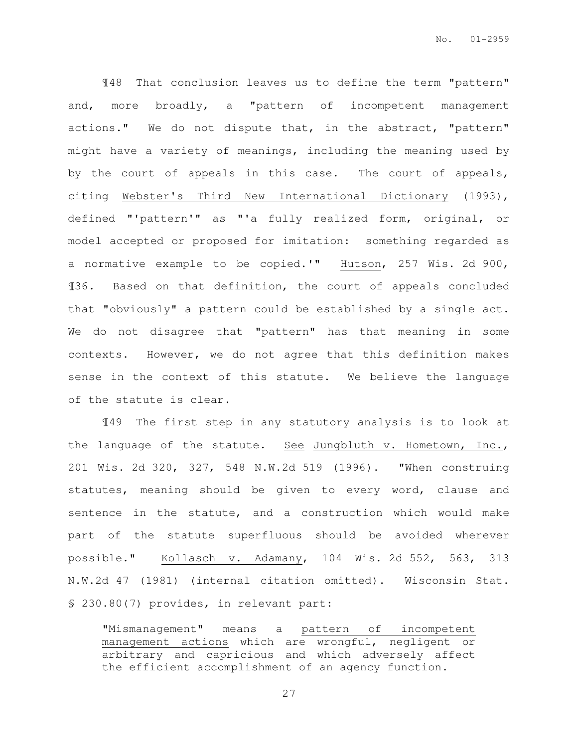¶48 That conclusion leaves us to define the term "pattern" and, more broadly, a "pattern of incompetent management actions." We do not dispute that, in the abstract, "pattern" might have a variety of meanings, including the meaning used by by the court of appeals in this case. The court of appeals, citing Webster's Third New International Dictionary (1993), defined "'pattern'" as "'a fully realized form, original, or model accepted or proposed for imitation: something regarded as a normative example to be copied.'" Hutson, 257 Wis. 2d 900, ¶36. Based on that definition, the court of appeals concluded that "obviously" a pattern could be established by a single act. We do not disagree that "pattern" has that meaning in some contexts. However, we do not agree that this definition makes sense in the context of this statute. We believe the language of the statute is clear.

¶49 The first step in any statutory analysis is to look at the language of the statute. See Jungbluth v. Hometown, Inc., 201 Wis. 2d 320, 327, 548 N.W.2d 519 (1996). "When construing statutes, meaning should be given to every word, clause and sentence in the statute, and a construction which would make part of the statute superfluous should be avoided wherever possible." Kollasch v. Adamany, 104 Wis. 2d 552, 563, 313 N.W.2d 47 (1981) (internal citation omitted). Wisconsin Stat. § 230.80(7) provides, in relevant part:

> "Mismanagement" means a pattern of incompetent management actions which are wrongful, negligent or arbitrary and capricious and which adversely affect the efficient accomplishment of an agency function.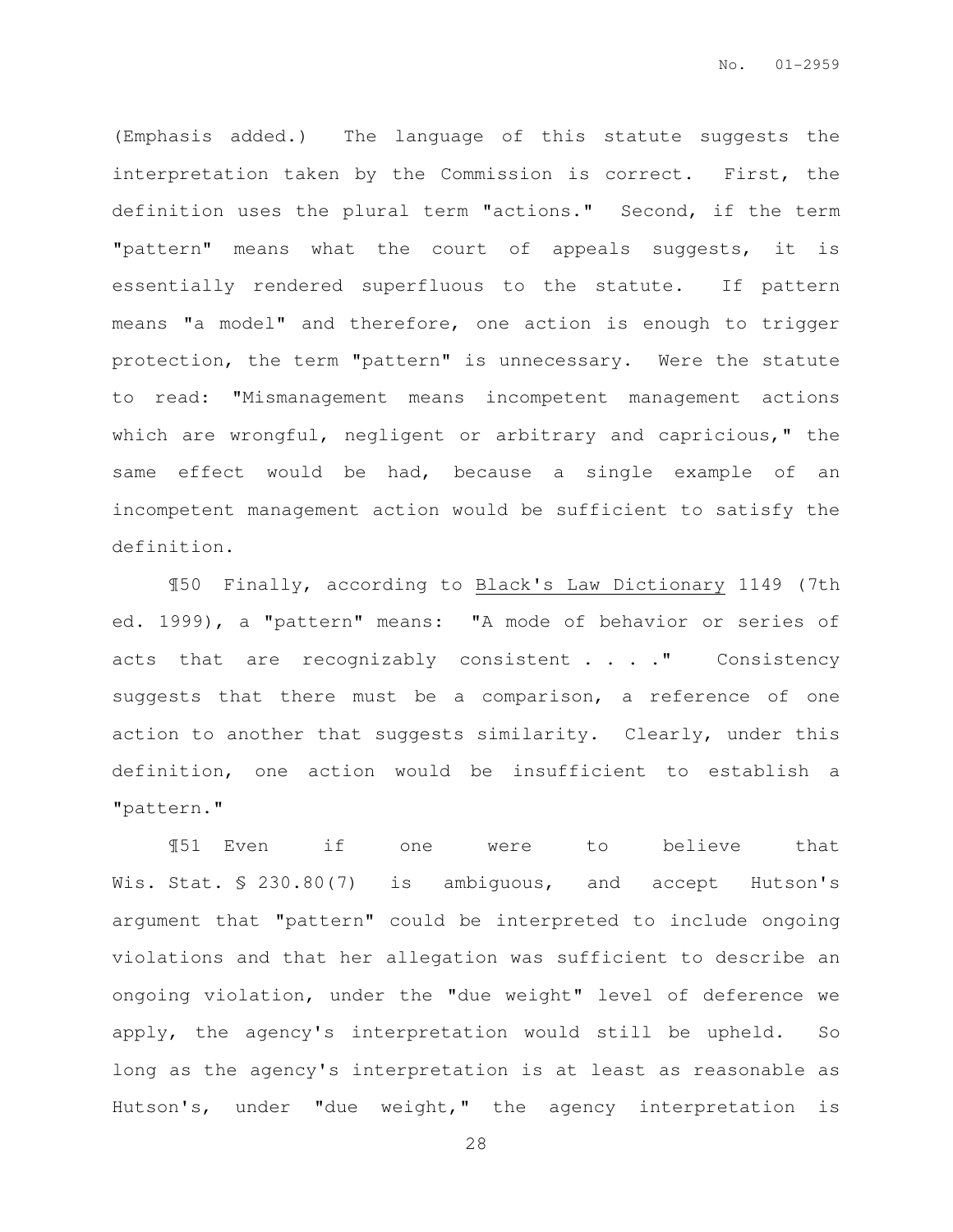(Emphasis added.) The language of this statute suggests the interpretation taken by the Commission is correct. First, the definition uses the plural term "actions." Second, if the term "pattern" means what the court of appeals suggests, it is essentially rendered superfluous to the statute. If pattern means "a model" and therefore, one action is enough to trigger protection, the term "pattern" is unnecessary. Were the statute to read: "Mismanagement means incompetent management actions which are wrongful, negligent or arbitrary and capricious," the same effect would be had, because a single example of an incompetent management action would be sufficient to satisfy the definition.

¶50 Finally, according to Black's Law Dictionary 1149 (7th ed. 1999), a "pattern" means: "A mode of behavior or series of acts that are recognizably consistent . . . ." Consistency suggests that there must be a comparison, a reference of one action to another that suggests similarity. Clearly, under this definition, one action would be insufficient to establish a "pattern."

¶51 Even if one were to believe that Wis. Stat. § 230.80(7) is ambiguous, and accept Hutson's argument that "pattern" could be interpreted to include ongoing violations and that her allegation was sufficient to describe an ongoing violation, under the "due weight" level of deference we apply, the agency's interpretation would still be upheld. So long as the agency's interpretation is at least as reasonable as Hutson's, under "due weight," the agency interpretation is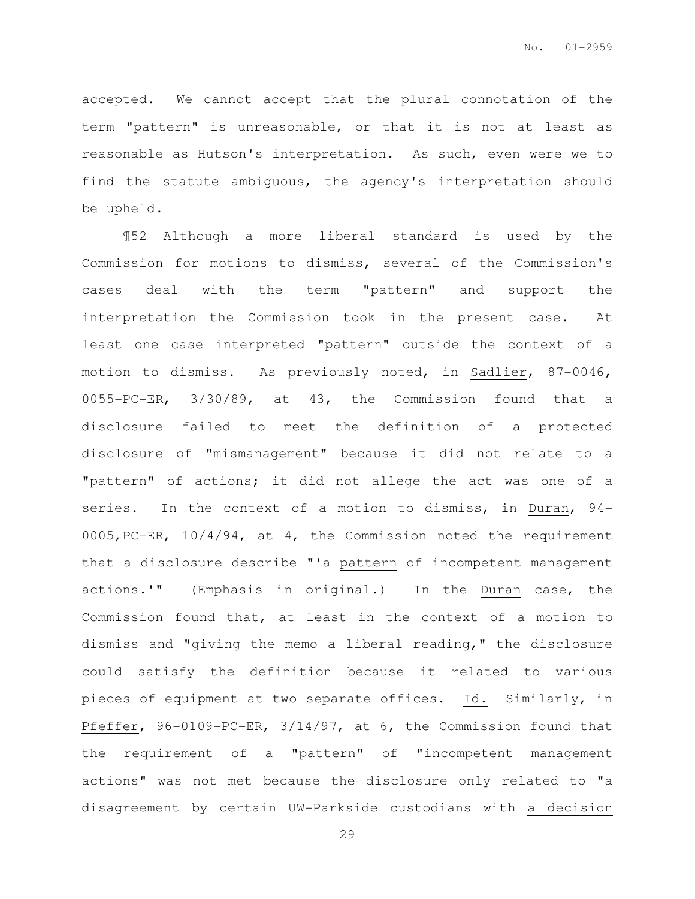accepted. We cannot accept that the plural connotation of the term "pattern" is unreasonable, or that it is not at least as reasonable as Hutson's interpretation. As such, even were we to find the statute ambiguous, the agency's interpretation should be upheld.

¶52 Although a more liberal standard is used by the Commission for motions to dismiss, several of the Commission's cases deal with the term "pattern" and support the interpretation the Commission took in the present case. At least one case interpreted "pattern" outside the context of a motion to dismiss. As previously noted, in Sadlier, 87-0046, 0055-PC-ER, 3/30/89, at 43, the Commission found that a disclosure failed to meet the definition of a protected disclosure of "mismanagement" because it did not relate to a "pattern" of actions; it did not allege the act was one of a series. In the context of a motion to dismiss, in Duran, 94-0005,PC-ER, 10/4/94, at 4, the Commission noted the requirement that a disclosure describe "'a pattern of incompetent management actions.'" (Emphasis in original.) In the Duran case, the Commission found that, at least in the context of a motion to dismiss and "giving the memo a liberal reading," the disclosure could satisfy the definition because it related to various pieces of equipment at two separate offices. Id. Similarly, in Pfeffer, 96-0109-PC-ER, 3/14/97, at 6, the Commission found that the requirement of a "pattern" of "incompetent management actions" was not met because the disclosure only related to "a disagreement by certain UW-Parkside custodians with a decision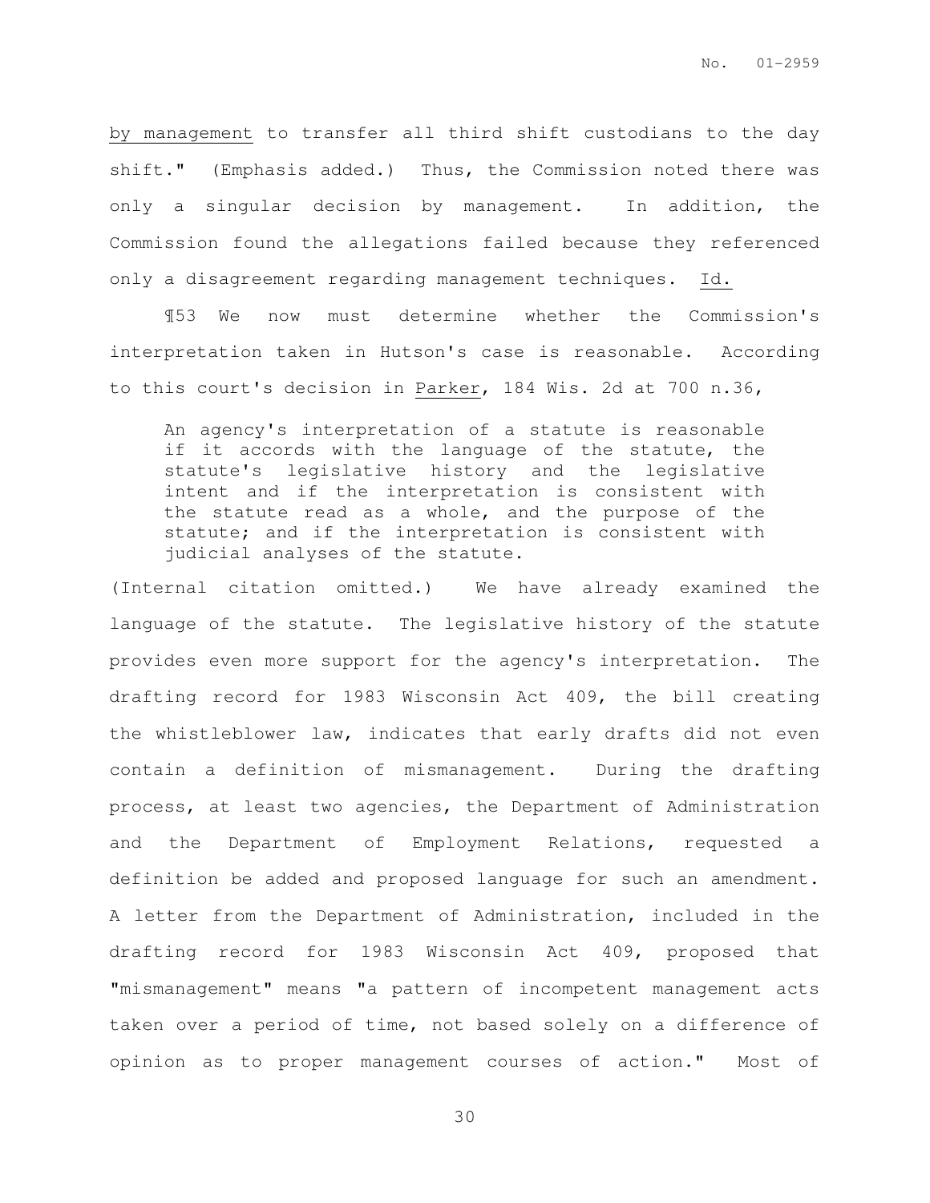by management to transfer all third shift custodians to the day shift." (Emphasis added.) Thus, the Commission noted there was only a singular decision by management. In addition, the Commission found the allegations failed because they referenced only a disagreement regarding management techniques. Id.

¶53 We now must determine whether the Commission's interpretation taken in Hutson's case is reasonable. According to this court's decision in Parker, 184 Wis. 2d at 700 n.36,

> An agency's interpretation of a statute is reasonable if it accords with the language of the statute, the statute's legislative history and the legislative intent and if the interpretation is consistent with the statute read as a whole, and the purpose of the statute; and if the interpretation is consistent with judicial analyses of the statute.

(Internal citation omitted.) We have already examined the language of the statute. The legislative history of the statute provides even more support for the agency's interpretation. The drafting record for 1983 Wisconsin Act 409, the bill creating the whistleblower law, indicates that early drafts did not even contain a definition of mismanagement. During the drafting process, at least two agencies, the Department of Administration and the Department of Employment Relations, requested a definition be added and proposed language for such an amendment. A letter from the Department of Administration, included in the drafting record for 1983 Wisconsin Act 409, proposed that "mismanagement" means "a pattern of incompetent management acts taken over a period of time, not based solely on a difference of opinion as to proper management courses of action." Most of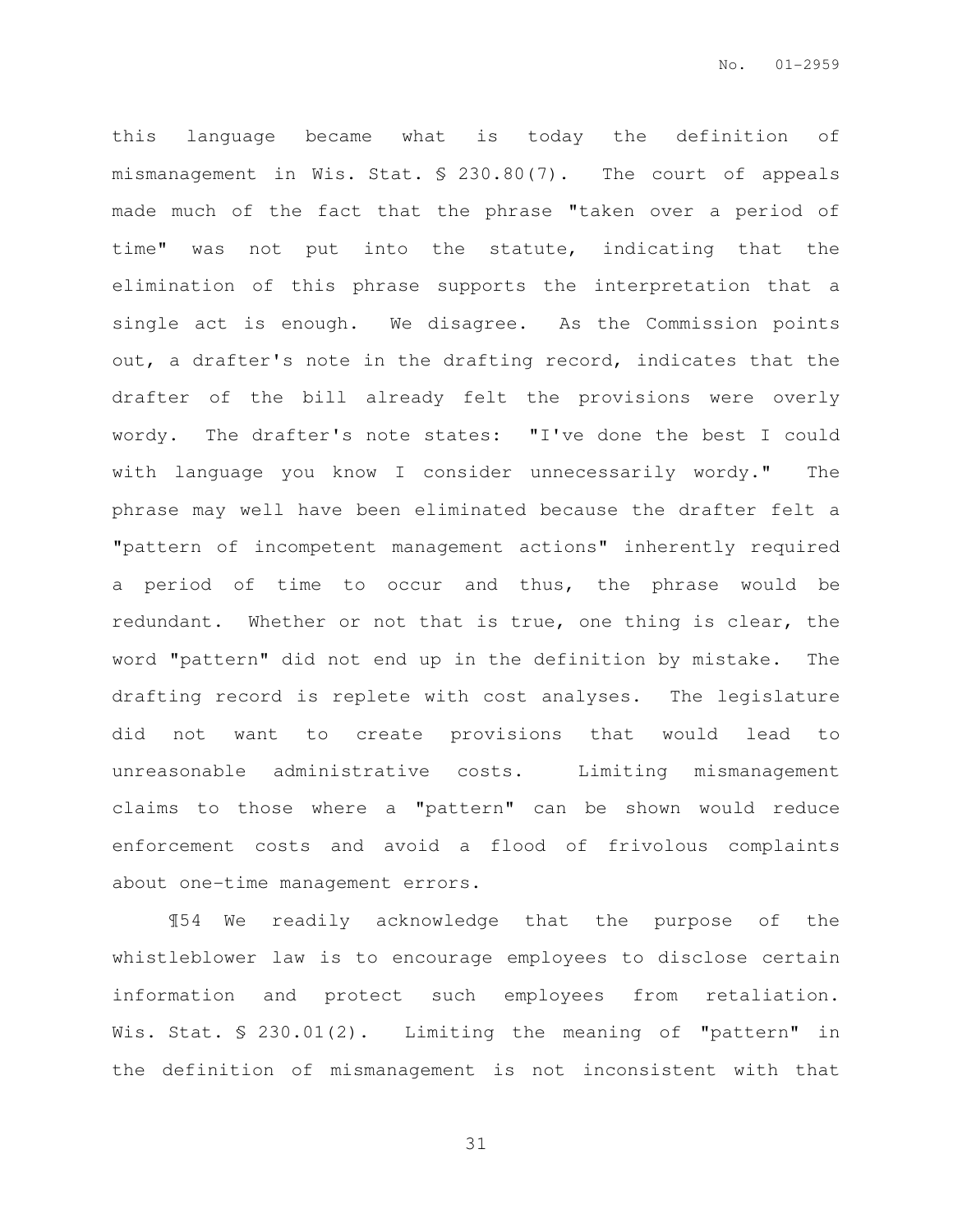this language became what is today the definition of mismanagement in Wis. Stat. § 230.80(7). The court of appeals made much of the fact that the phrase "taken over a period of time" was not put into the statute, indicating that the elimination of this phrase supports the interpretation that a single act is enough. We disagree. As the Commission points out, a drafter's note in the drafting record, indicates that the drafter of the bill already felt the provisions were overly wordy. The drafter's note states: "I've done the best I could with language you know I consider unnecessarily wordy." The phrase may well have been eliminated because the drafter felt a "pattern of incompetent management actions" inherently required a period of time to occur and thus, the phrase would be redundant. Whether or not that is true, one thing is clear, the word "pattern" did not end up in the definition by mistake. The drafting record is replete with cost analyses. The legislature did not want to create provisions that would lead to unreasonable administrative costs. Limiting mismanagement claims to those where a "pattern" can be shown would reduce enforcement costs and avoid a flood of frivolous complaints about one-time management errors.

¶54 We readily acknowledge that the purpose of the whistleblower law is to encourage employees to disclose certain information and protect such employees from retaliation. Wis. Stat. § 230.01(2). Limiting the meaning of "pattern" in the definition of mismanagement is not inconsistent with that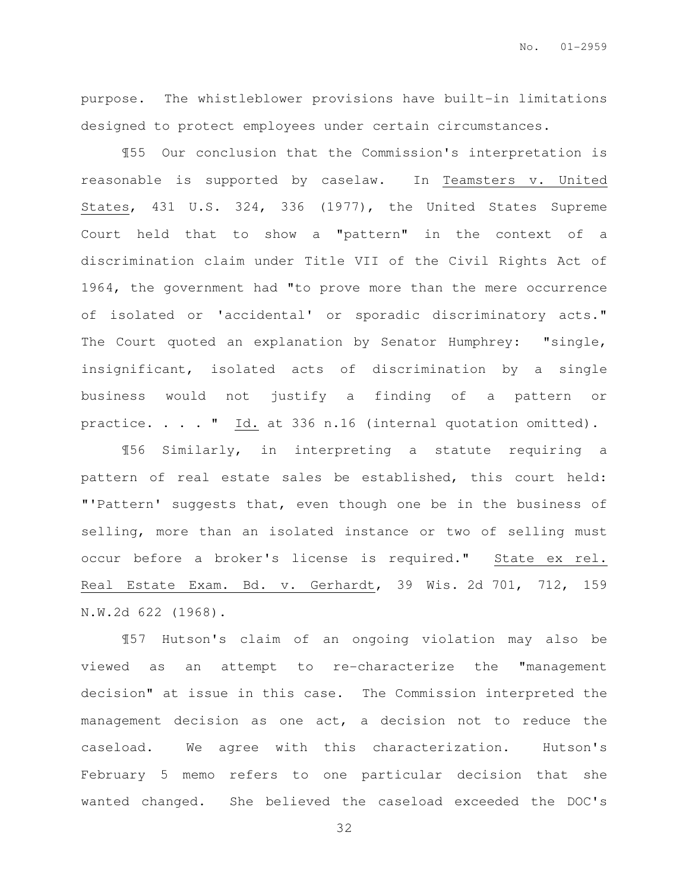purpose. The whistleblower provisions have built-in limitations designed to protect employees under certain circumstances.

¶55 Our conclusion that the Commission's interpretation is reasonable is supported by caselaw. In Teamsters v. United States, 431 U.S. 324, 336 (1977), the United States Supreme Court held that to show a "pattern" in the context of a discrimination claim under Title VII of the Civil Rights Act of 1964, the government had "to prove more than the mere occurrence of isolated or 'accidental' or sporadic discriminatory acts." The Court quoted an explanation by Senator Humphrey: "single, insignificant, isolated acts of discrimination by a single business would not justify a finding of a pattern or practice. . . . " Id. at 336 n.16 (internal quotation omitted).

¶56 Similarly, in interpreting a statute requiring a pattern of real estate sales be established, this court held: "'Pattern' suggests that, even though one be in the business of selling, more than an isolated instance or two of selling must occur before a broker's license is required." State ex rel. Real Estate Exam. Bd. v. Gerhardt, 39 Wis. 2d 701, 712, 159 N.W.2d 622 (1968).

¶57 Hutson's claim of an ongoing violation may also be viewed as an attempt to re-characterize the "management decision" at issue in this case. The Commission interpreted the management decision as one act, a decision not to reduce the caseload. We agree with this characterization. Hutson's February 5 memo refers to one particular decision that she wanted changed. She believed the caseload exceeded the DOC's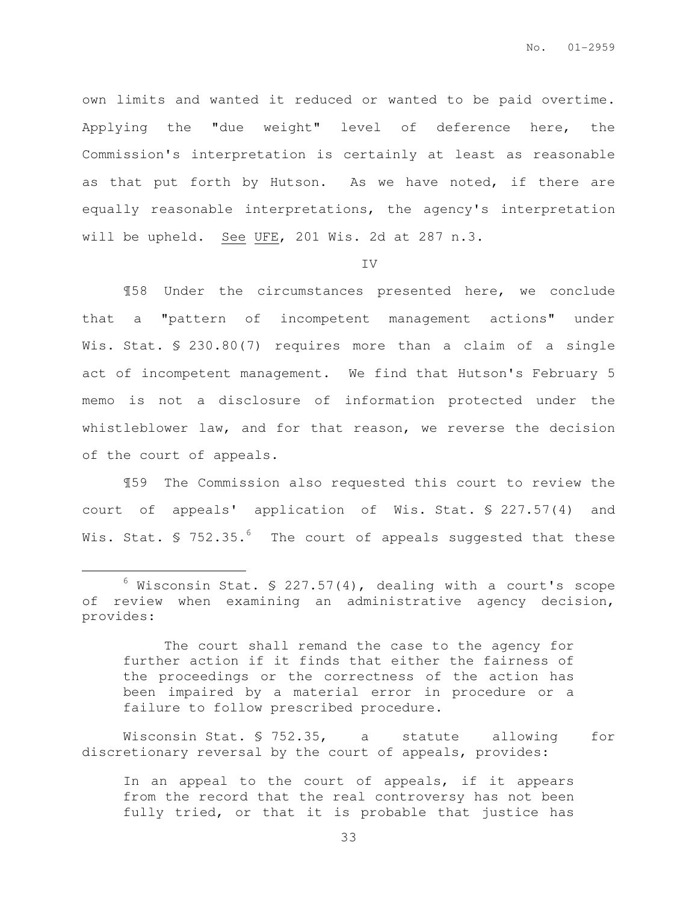own limits and wanted it reduced or wanted to be paid overtime. Applying the "due weight" level of deference here, the Commission's interpretation is certainly at least as reasonable as that put forth by Hutson. As we have noted, if there are equally reasonable interpretations, the agency's interpretation will be upheld. See UFE, 201 Wis. 2d at 287 n.3.

IV

¶58 Under the circumstances presented here, we conclude that a "pattern of incompetent management actions" under Wis. Stat. § 230.80(7) requires more than a claim of a single act of incompetent management. We find that Hutson's February 5 memo is not a disclosure of information protected under the whistleblower law, and for that reason, we reverse the decision of the court of appeals.

¶59 The Commission also requested this court to review the court of appeals' application of Wis. Stat. § 227.57(4) and Wis. Stat. § 752.35.[6] The court of appeals suggested that these

---

[6] Wisconsin Stat. § 227.57(4), dealing with a court's scope of review when examining an administrative agency decision, provides:

> The court shall remand the case to the agency for further action if it finds that either the fairness of the proceedings or the correctness of the action has been impaired by a material error in procedure or a failure to follow prescribed procedure.

Wisconsin Stat. § 752.35, a statute allowing for discretionary reversal by the court of appeals, provides:

> In an appeal to the court of appeals, if it appears from the record that the real controversy has not been fully tried, or that it is probable that justice has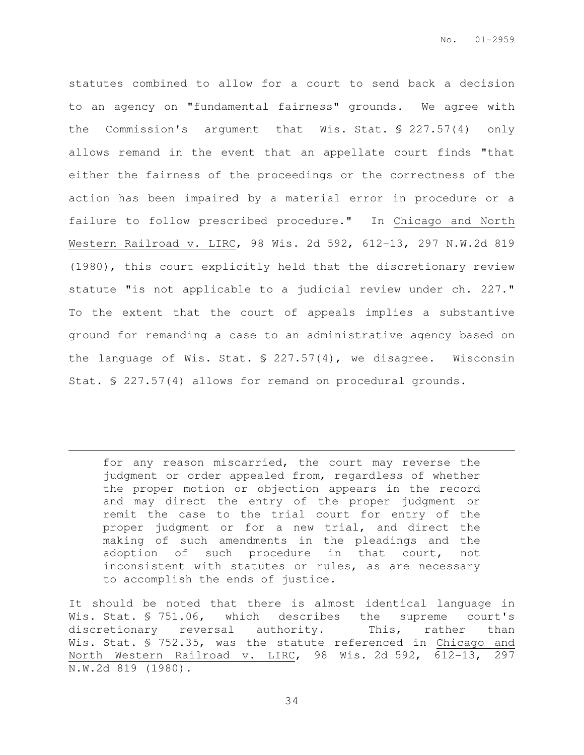statutes combined to allow for a court to send back a decision to an agency on "fundamental fairness" grounds. We agree with the Commission's argument that Wis. Stat. § 227.57(4) only allows remand in the event that an appellate court finds "that either the fairness of the proceedings or the correctness of the action has been impaired by a material error in procedure or a failure to follow prescribed procedure." In Chicago and North Western Railroad v. LIRC, 98 Wis. 2d 592, 612-13, 297 N.W.2d 819 (1980), this court explicitly held that the discretionary review statute "is not applicable to a judicial review under ch. 227." To the extent that the court of appeals implies a substantive ground for remanding a case to an administrative agency based on the language of Wis. Stat. § 227.57(4), we disagree. Wisconsin Stat. § 227.57(4) allows for remand on procedural grounds.

---

> for any reason miscarried, the court may reverse the judgment or order appealed from, regardless of whether the proper motion or objection appears in the record and may direct the entry of the proper judgment or remit the case to the trial court for entry of the proper judgment or for a new trial, and direct the making of such amendments in the pleadings and the adoption of such procedure in that court, not inconsistent with statutes or rules, as are necessary to accomplish the ends of justice.

It should be noted that there is almost identical language in Wis. Stat. § 751.06, which describes the supreme court's discretionary reversal authority. This, rather than Wis. Stat. § 752.35, was the statute referenced in Chicago and North Western Railroad v. LIRC, 98 Wis. 2d 592, 612-13, 297 N.W.2d 819 (1980).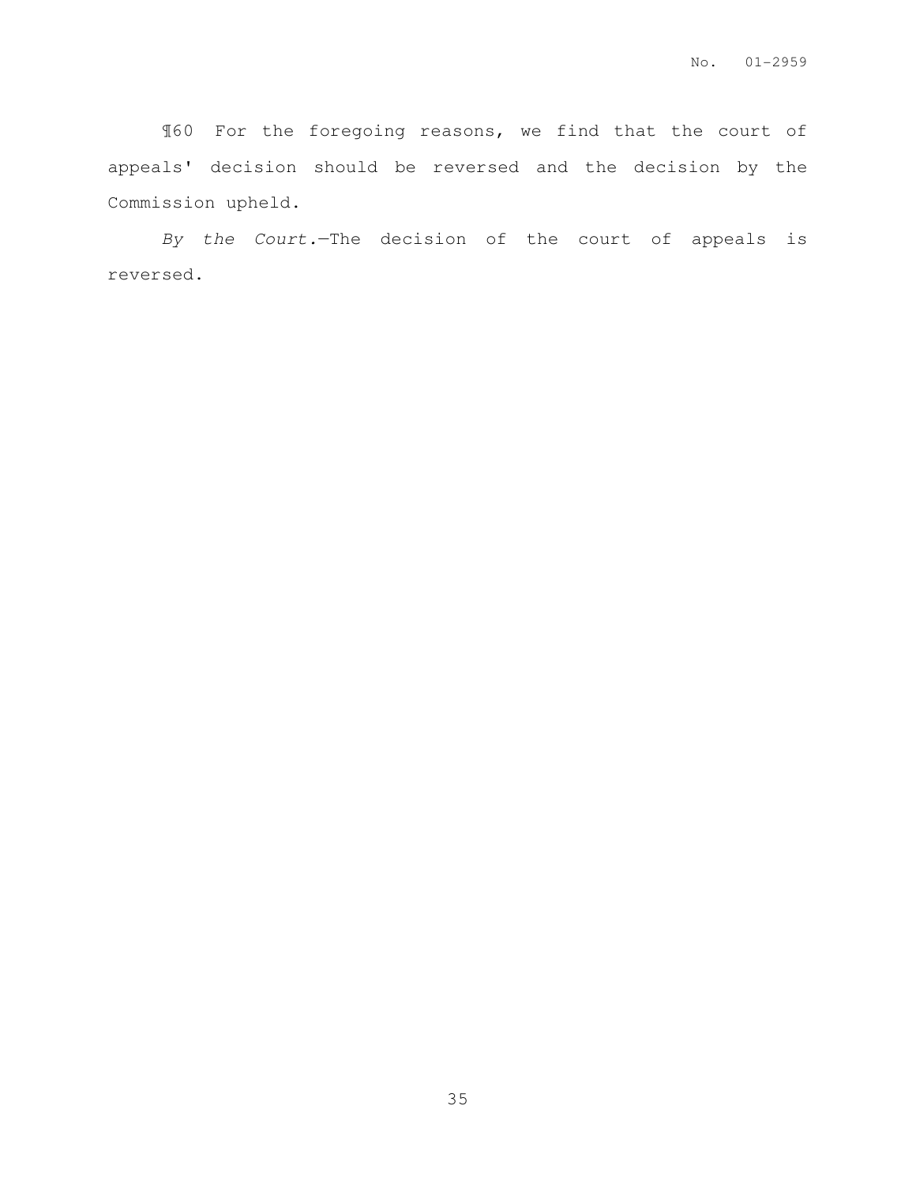¶60 For the foregoing reasons, we find that the court of appeals' decision should be reversed and the decision by the Commission upheld.

*By the Court.*—The decision of the court of appeals is reversed.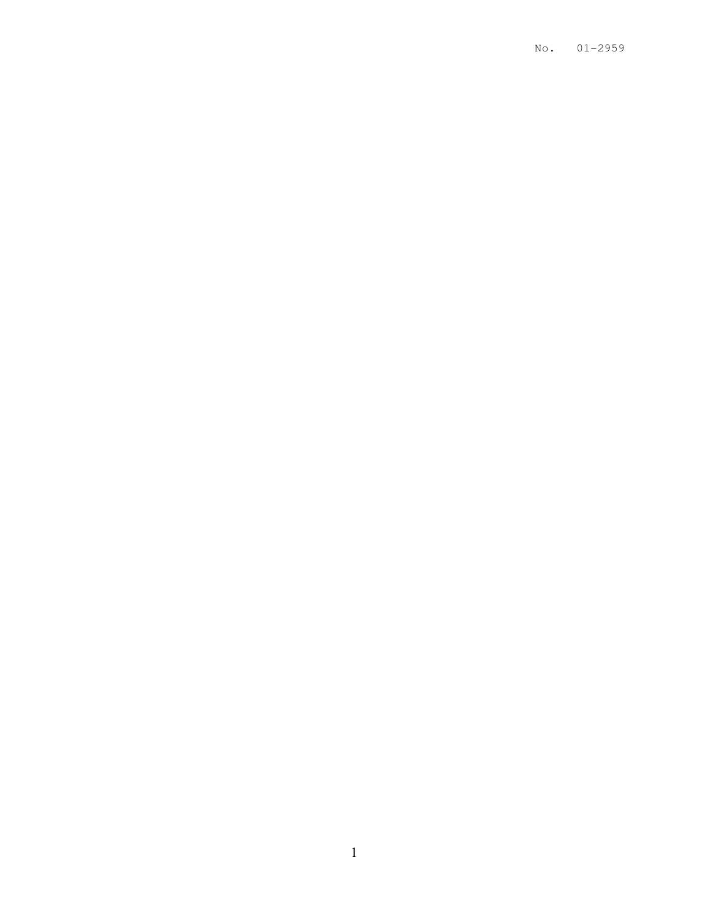No. 01-2959